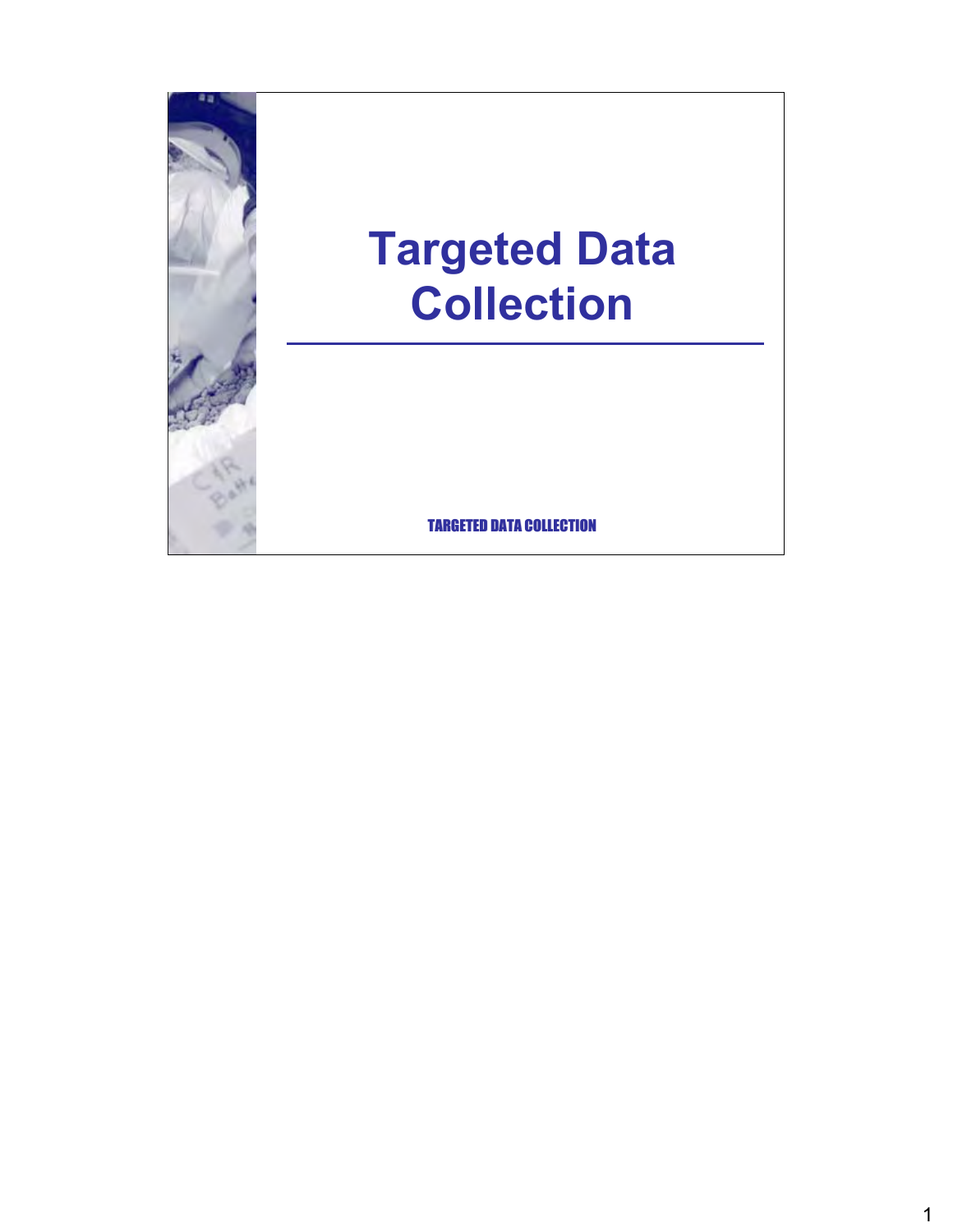# Targeted Data Collection

TARGETED DATA COLLECTION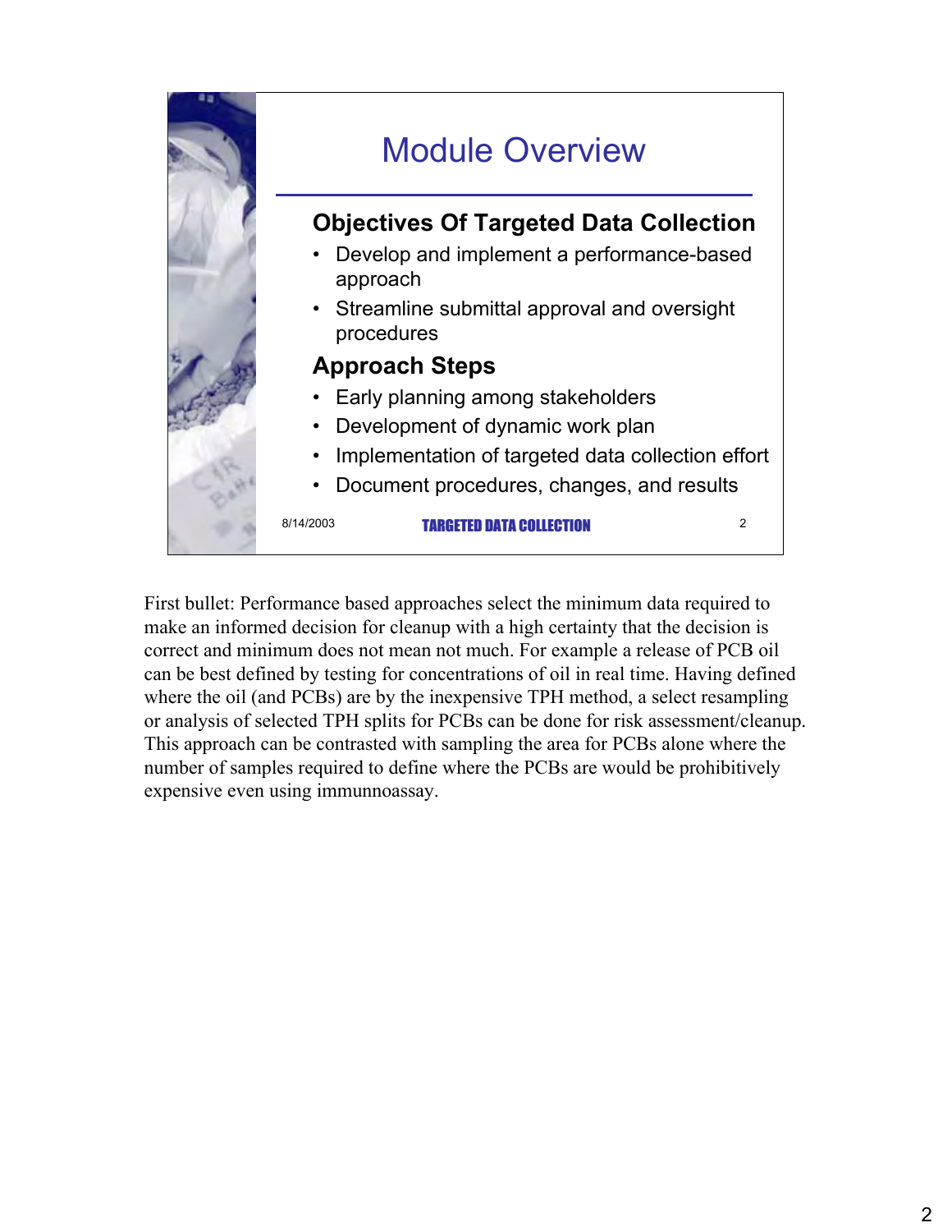## Module Overview

### Objectives Of Targeted Data Collection

- Develop and implement a performance-based approach
- Streamline submittal approval and oversight procedures

### Approach Steps

- Early planning among stakeholders
- Development of dynamic work plan
- Implementation of targeted data collection effort
- Document procedures, changes, and results

8/14/2003 TARGETED DATA COLLECTION 2

First bullet: Performance based approaches select the minimum data required to make an informed decision for cleanup with a high certainty that the decision is correct and minimum does not mean not much. For example a release of PCB oil can be best defined by testing for concentrations of oil in real time. Having defined where the oil (and PCBs) are by the inexpensive TPH method, a select resampling or analysis of selected TPH splits for PCBs can be done for risk assessment/cleanup. This approach can be contrasted with sampling the area for PCBs alone where the number of samples required to define where the PCBs are would be prohibitively expensive even using immunnoassay.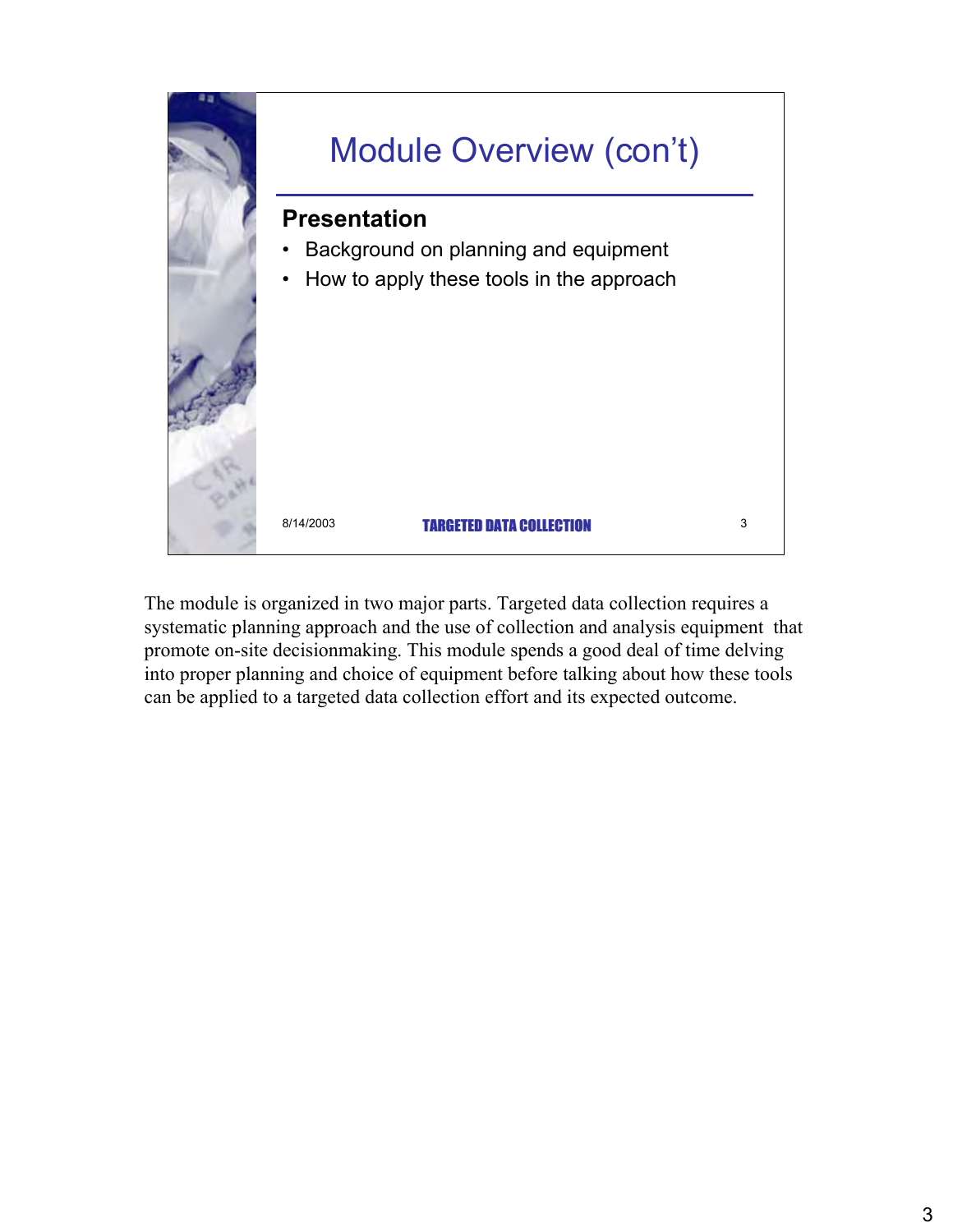# Module Overview (con't)

**Presentation**

- Background on planning and equipment
- How to apply these tools in the approach

8/14/2003 TARGETED DATA COLLECTION 3

The module is organized in two major parts. Targeted data collection requires a systematic planning approach and the use of collection and analysis equipment that promote on-site decisionmaking. This module spends a good deal of time delving into proper planning and choice of equipment before talking about how these tools can be applied to a targeted data collection effort and its expected outcome.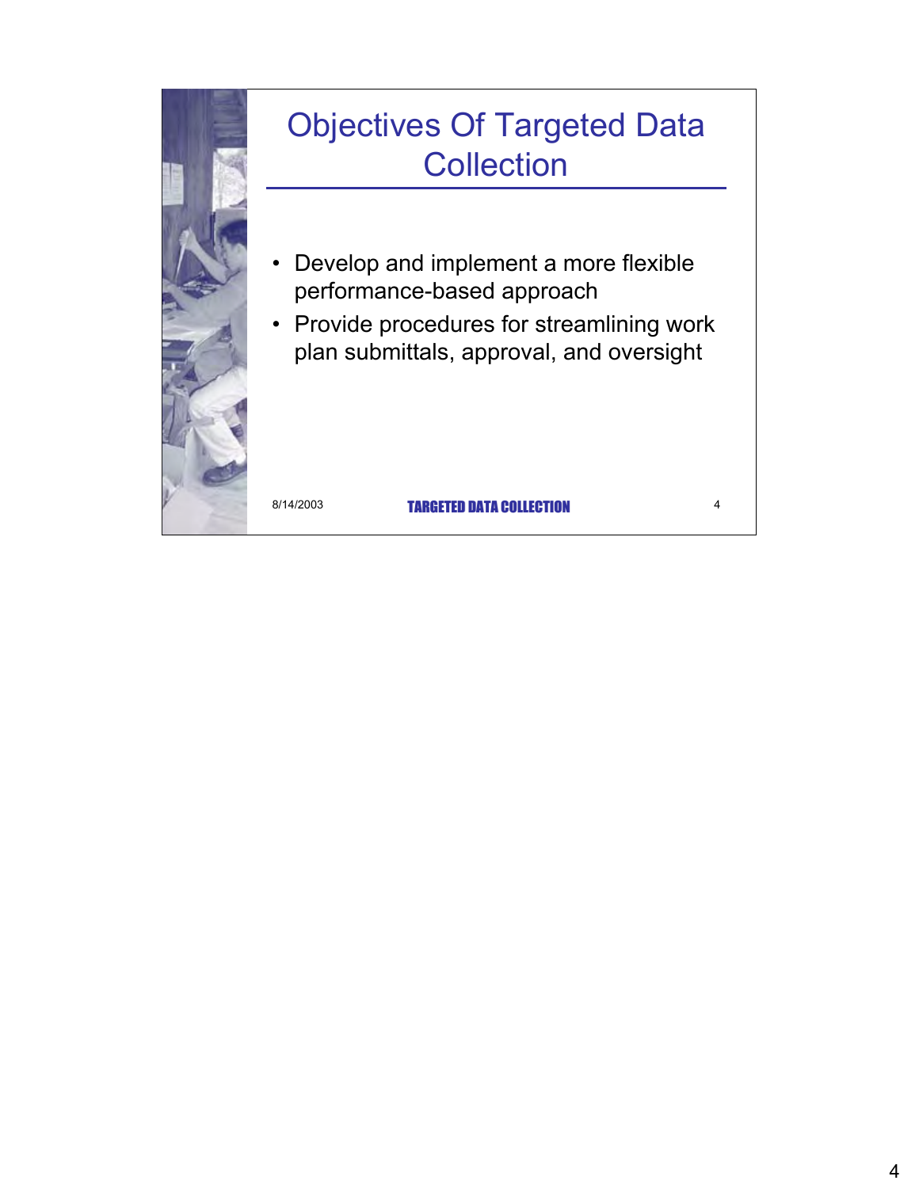# Objectives Of Targeted Data Collection

- Develop and implement a more flexible performance-based approach
- Provide procedures for streamlining work plan submittals, approval, and oversight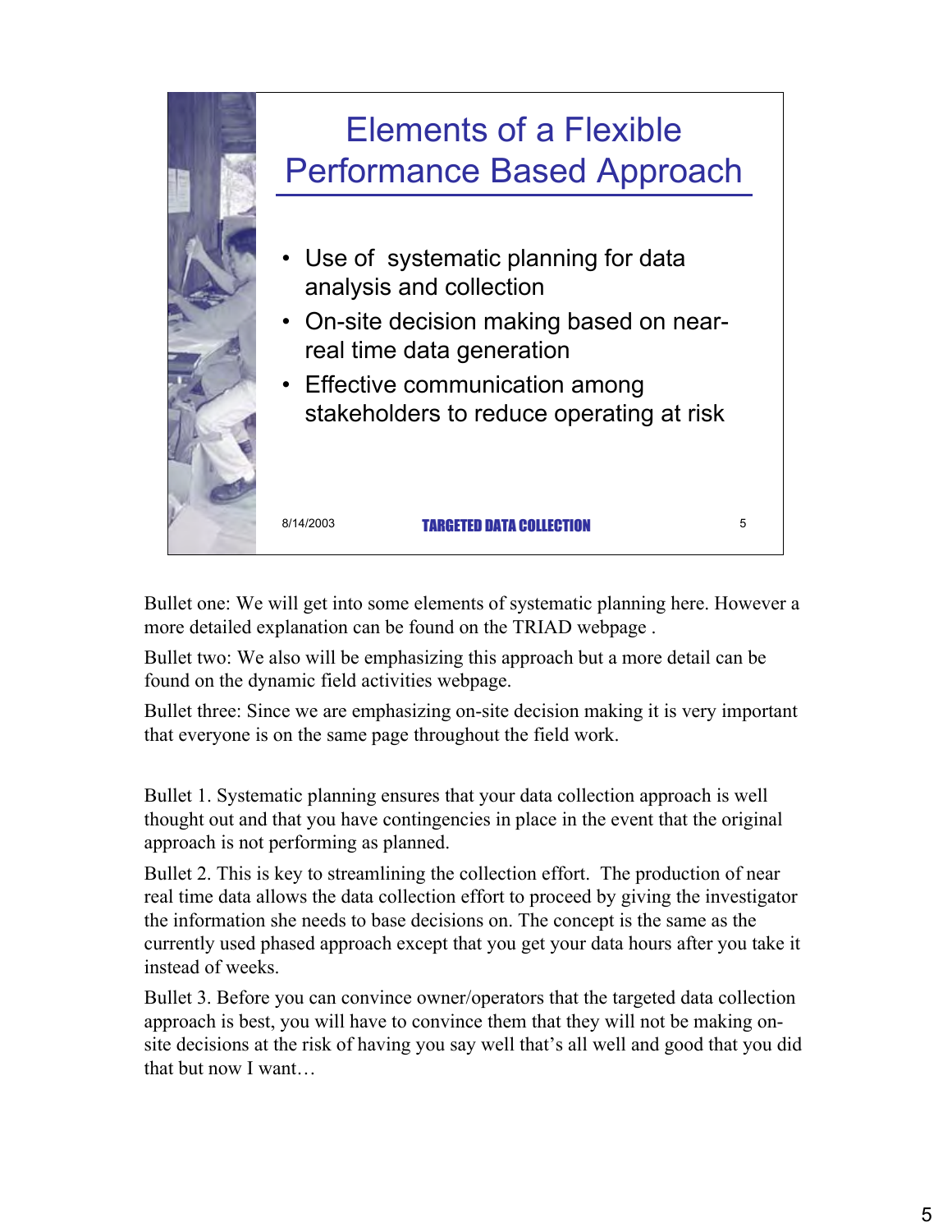## Elements of a Flexible Performance Based Approach

- Use of systematic planning for data analysis and collection
- On-site decision making based on near-real time data generation
- Effective communication among stakeholders to reduce operating at risk

8/14/2003 TARGETED DATA COLLECTION 5

Bullet one: We will get into some elements of systematic planning here. However a more detailed explanation can be found on the TRIAD webpage .

Bullet two: We also will be emphasizing this approach but a more detail can be found on the dynamic field activities webpage.

Bullet three: Since we are emphasizing on-site decision making it is very important that everyone is on the same page throughout the field work.

Bullet 1. Systematic planning ensures that your data collection approach is well thought out and that you have contingencies in place in the event that the original approach is not performing as planned.

Bullet 2. This is key to streamlining the collection effort. The production of near real time data allows the data collection effort to proceed by giving the investigator the information she needs to base decisions on. The concept is the same as the currently used phased approach except that you get your data hours after you take it instead of weeks.

Bullet 3. Before you can convince owner/operators that the targeted data collection approach is best, you will have to convince them that they will not be making on-site decisions at the risk of having you say well that's all well and good that you did that but now I want…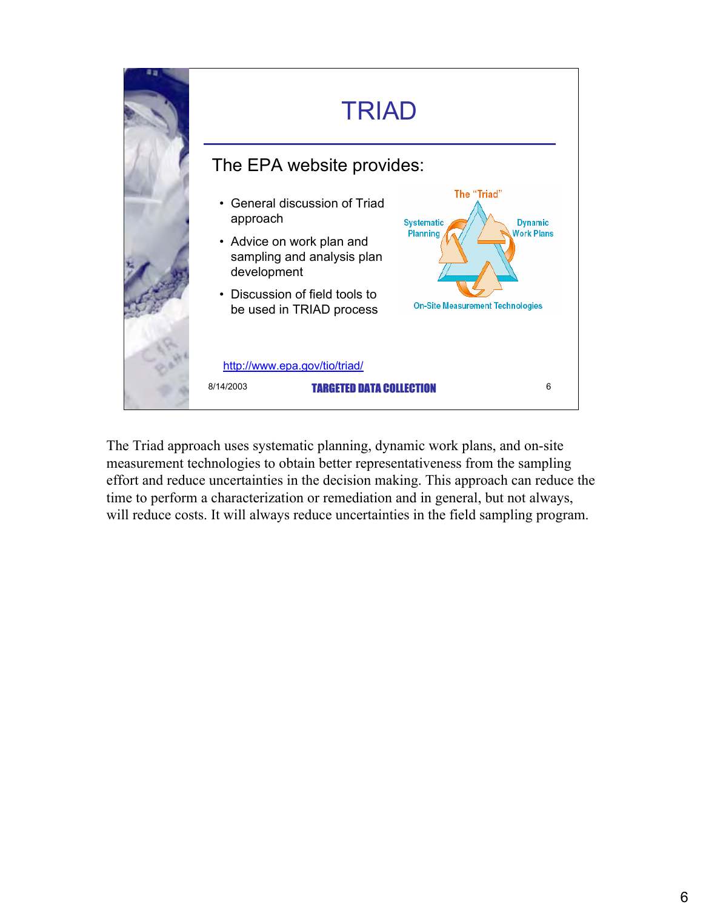# TRIAD

The EPA website provides:

- General discussion of Triad approach
- Advice on work plan and sampling and analysis plan development
- Discussion of field tools to be used in TRIAD process

The "Triad"

Systematic Planning

Dynamic Work Plans

On-Site Measurement Technologies

http://www.epa.gov/tio/triad/

8/14/2003 TARGETED DATA COLLECTION 6

The Triad approach uses systematic planning, dynamic work plans, and on-site measurement technologies to obtain better representativeness from the sampling effort and reduce uncertainties in the decision making. This approach can reduce the time to perform a characterization or remediation and in general, but not always, will reduce costs. It will always reduce uncertainties in the field sampling program.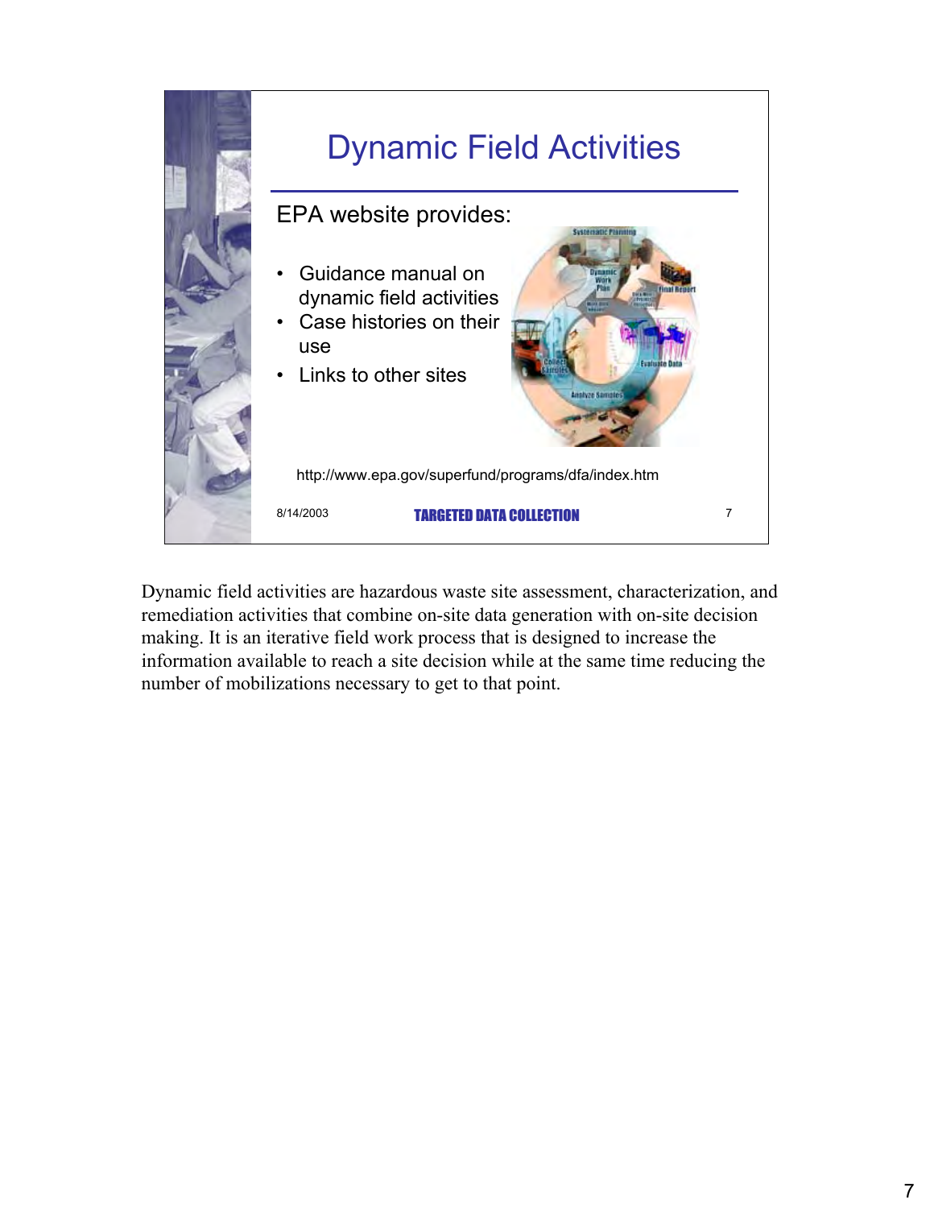# Dynamic Field Activities

EPA website provides:

- Guidance manual on dynamic field activities
- Case histories on their use
- Links to other sites

http://www.epa.gov/superfund/programs/dfa/index.htm

8/14/2003 TARGETED DATA COLLECTION 7

Dynamic field activities are hazardous waste site assessment, characterization, and remediation activities that combine on-site data generation with on-site decision making. It is an iterative field work process that is designed to increase the information available to reach a site decision while at the same time reducing the number of mobilizations necessary to get to that point.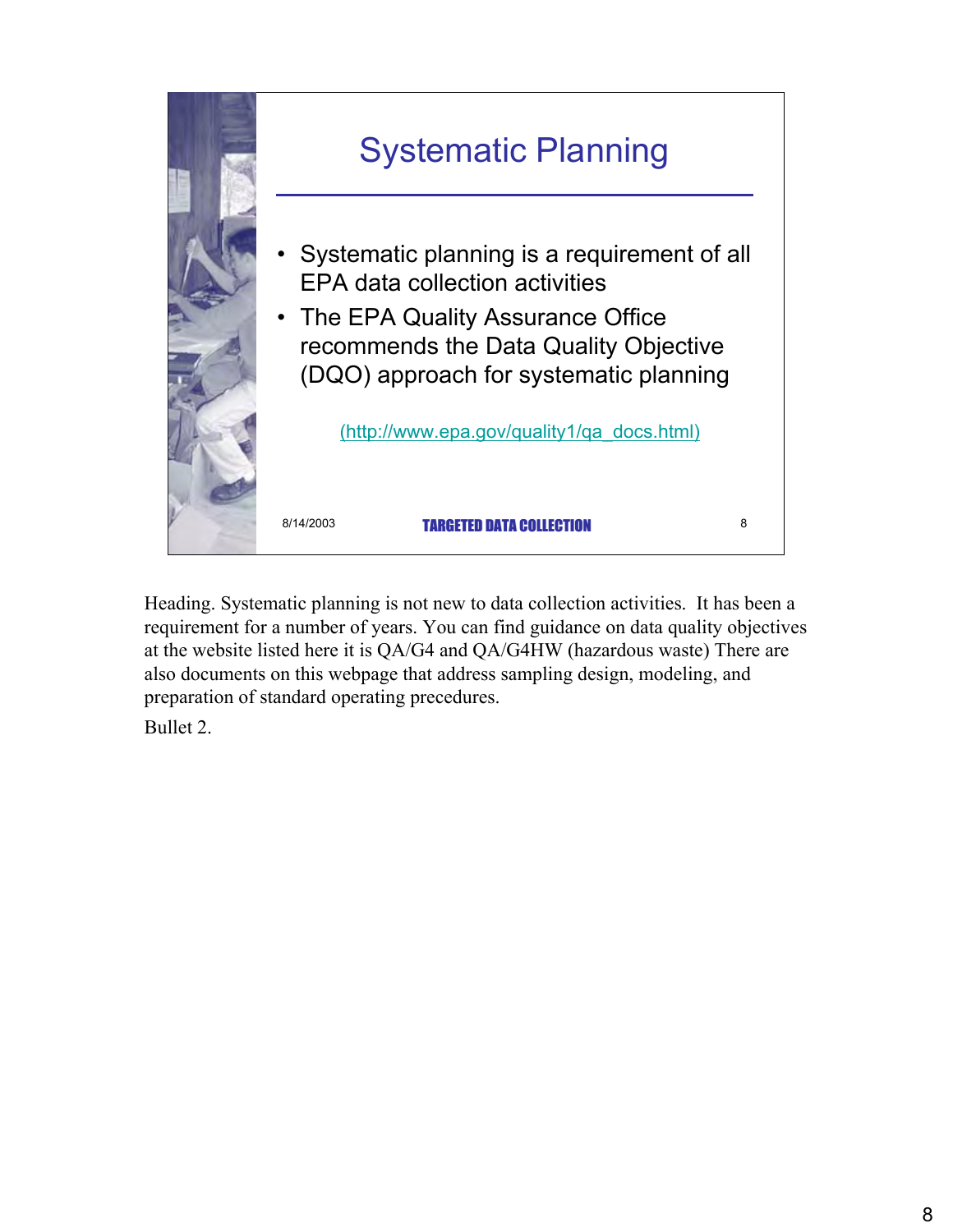## Systematic Planning

- Systematic planning is a requirement of all EPA data collection activities
- The EPA Quality Assurance Office recommends the Data Quality Objective (DQO) approach for systematic planning

(http://www.epa.gov/quality1/qa_docs.html)

8/14/2003 TARGETED DATA COLLECTION 8

Heading. Systematic planning is not new to data collection activities. It has been a requirement for a number of years. You can find guidance on data quality objectives at the website listed here it is QA/G4 and QA/G4HW (hazardous waste) There are also documents on this webpage that address sampling design, modeling, and preparation of standard operating precedures.

Bullet 2.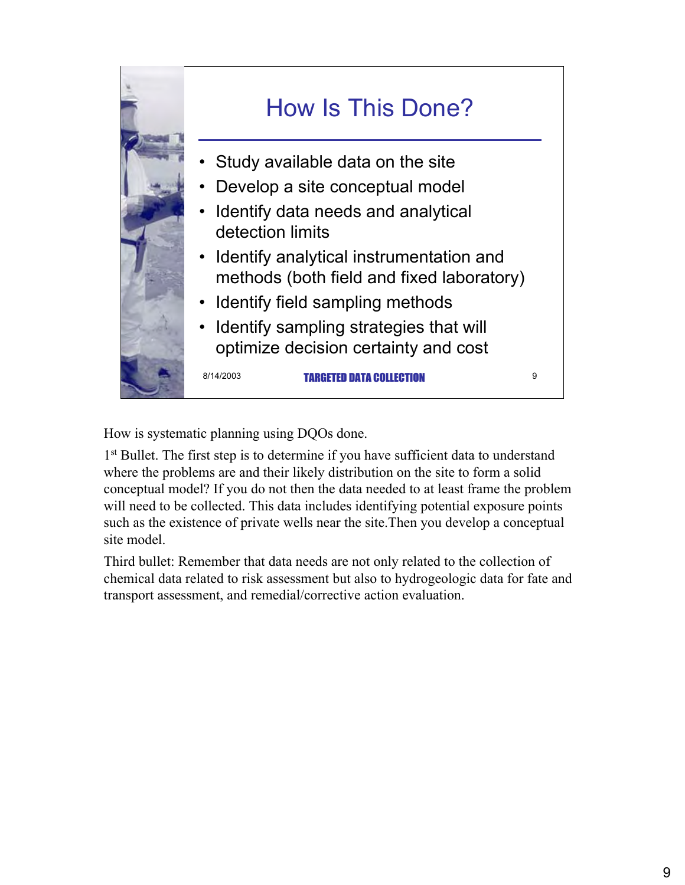# How Is This Done?

- Study available data on the site
- Develop a site conceptual model
- Identify data needs and analytical detection limits
- Identify analytical instrumentation and methods (both field and fixed laboratory)
- Identify field sampling methods
- Identify sampling strategies that will optimize decision certainty and cost

8/14/2003 TARGETED DATA COLLECTION 9

How is systematic planning using DQOs done.

1st Bullet. The first step is to determine if you have sufficient data to understand where the problems are and their likely distribution on the site to form a solid conceptual model? If you do not then the data needed to at least frame the problem will need to be collected. This data includes identifying potential exposure points such as the existence of private wells near the site.Then you develop a conceptual site model.

Third bullet: Remember that data needs are not only related to the collection of chemical data related to risk assessment but also to hydrogeologic data for fate and transport assessment, and remedial/corrective action evaluation.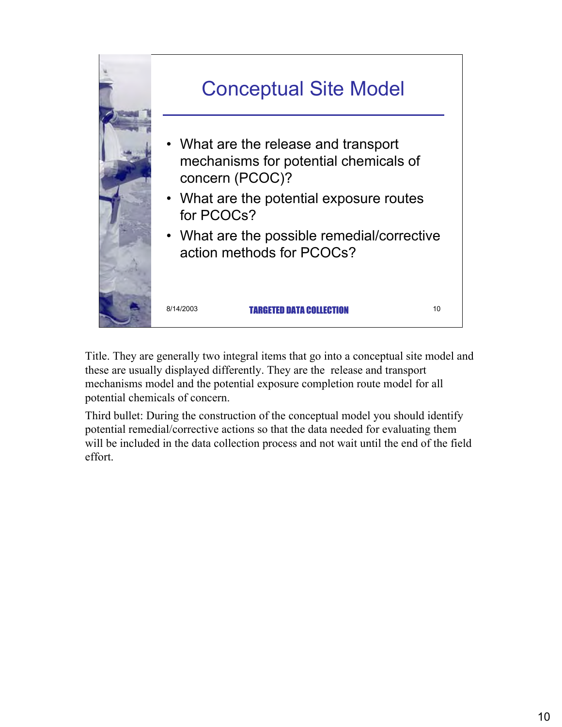# Conceptual Site Model

- What are the release and transport mechanisms for potential chemicals of concern (PCOC)?
- What are the potential exposure routes for PCOCs?
- What are the possible remedial/corrective action methods for PCOCs?

8/14/2003 TARGETED DATA COLLECTION 10

Title. They are generally two integral items that go into a conceptual site model and these are usually displayed differently. They are the release and transport mechanisms model and the potential exposure completion route model for all potential chemicals of concern.

Third bullet: During the construction of the conceptual model you should identify potential remedial/corrective actions so that the data needed for evaluating them will be included in the data collection process and not wait until the end of the field effort.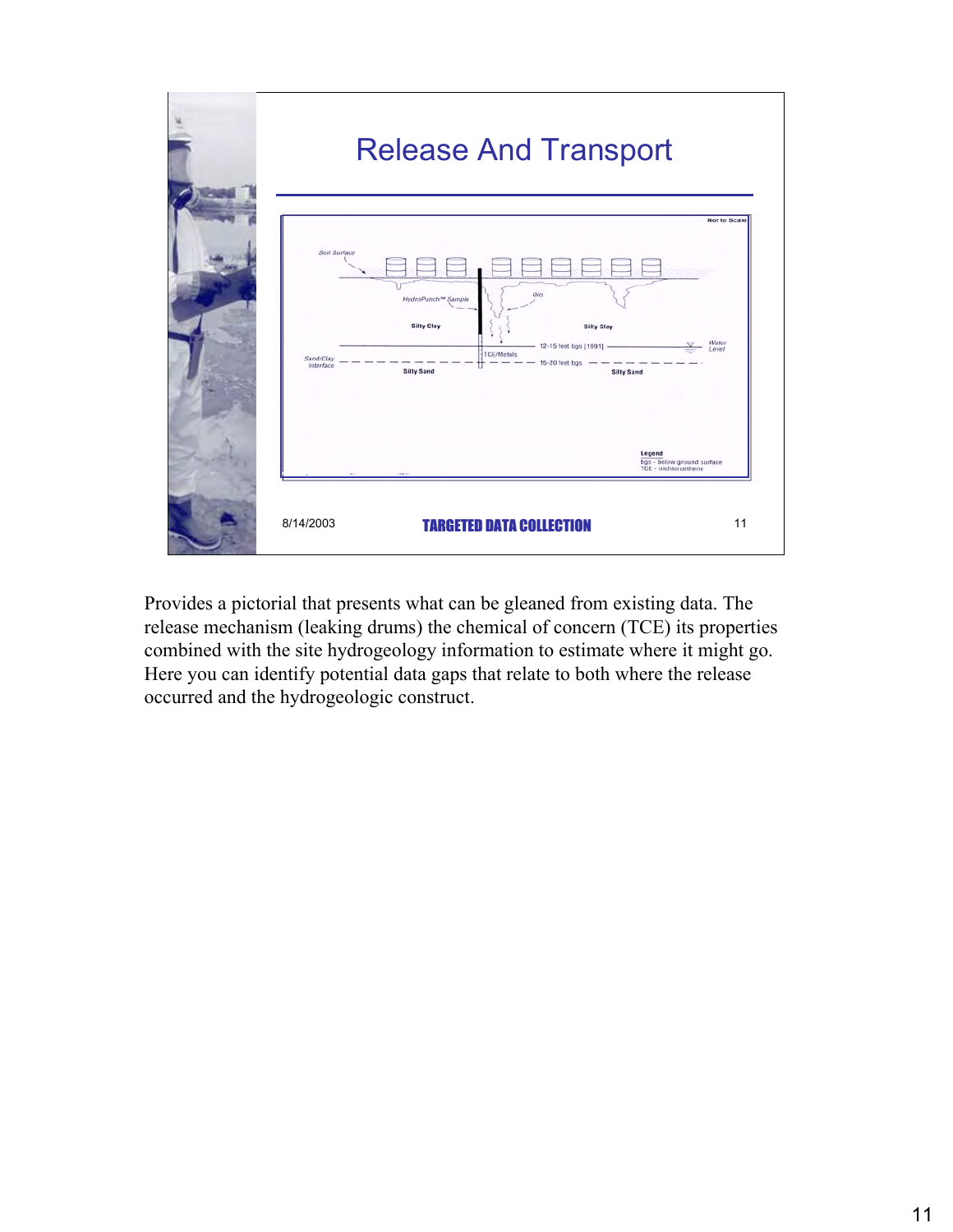# Release And Transport

Not to Scale

Soil Surface

HydroPunch™ Sample

Oils

Silty Clay

Silty Clay

12-15 feet bgs [1991]

Water Level

Sand/Clay Interface

TCE/Metals

15-20 feet bgs

Silty Sand

Silty Sand

Legend
bgs - below ground surface
TCE - trichloroethene

8/14/2003

**TARGETED DATA COLLECTION**

Provides a pictorial that presents what can be gleaned from existing data. The release mechanism (leaking drums) the chemical of concern (TCE) its properties combined with the site hydrogeology information to estimate where it might go. Here you can identify potential data gaps that relate to both where the release occurred and the hydrogeologic construct.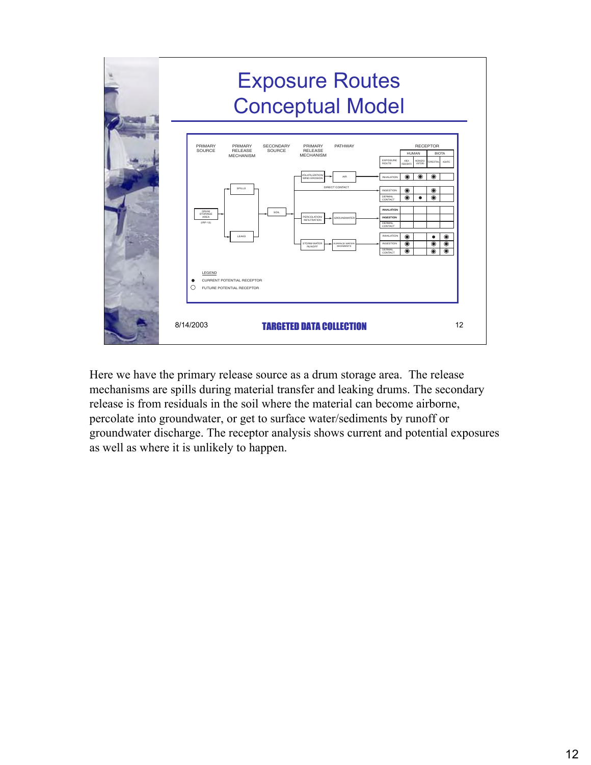# Exposure Routes Conceptual Model

PRIMARY SOURCE | PRIMARY RELEASE MECHANISM | SECONDARY SOURCE | PRIMARY RELEASE MECHANISM | PATHWAY | RECEPTOR

DRUM STORAGE AREA (IRP-13) → SPILLS / LEAKS → SOIL → VOLATILIZATION WIND EROSION → AIR; DIRECT CONTACT; PERCOLATION INFILTRATION → GROUNDWATER; STORM WATER RUNOFF → SURFACE WATER SEDIMENTS

| Pathway | Exposure Route | Human: Area Residents | Human: Workers Visitors | Biota: Terrestrial | Biota: Aquatic |
|---|---|---|---|---|---|
| Air | INHALATION | ◉ | ◉ | ◉ | |
| Direct Contact | INGESTION | ◉ | | ◉ | |
| | DERMAL CONTACT | ◉ | ● | ◉ | |
| Groundwater | INHALATION | | | | |
| | INGESTION | | | | |
| | DERMAL CONTACT | | | | |
| Surface Water Sediments | INHALATION | ◉ | | ● | ◉ |
| | INGESTION | ◉ | | ◉ | ◉ |
| | DERMAL CONTACT | ◉ | | ◉ | ◉ |

LEGEND

- ● CURRENT POTENTIAL RECEPTOR
- ○ FUTURE POTENTIAL RECEPTOR

8/14/2003 TARGETED DATA COLLECTION

Here we have the primary release source as a drum storage area. The release mechanisms are spills during material transfer and leaking drums. The secondary release is from residuals in the soil where the material can become airborne, percolate into groundwater, or get to surface water/sediments by runoff or groundwater discharge. The receptor analysis shows current and potential exposures as well as where it is unlikely to happen.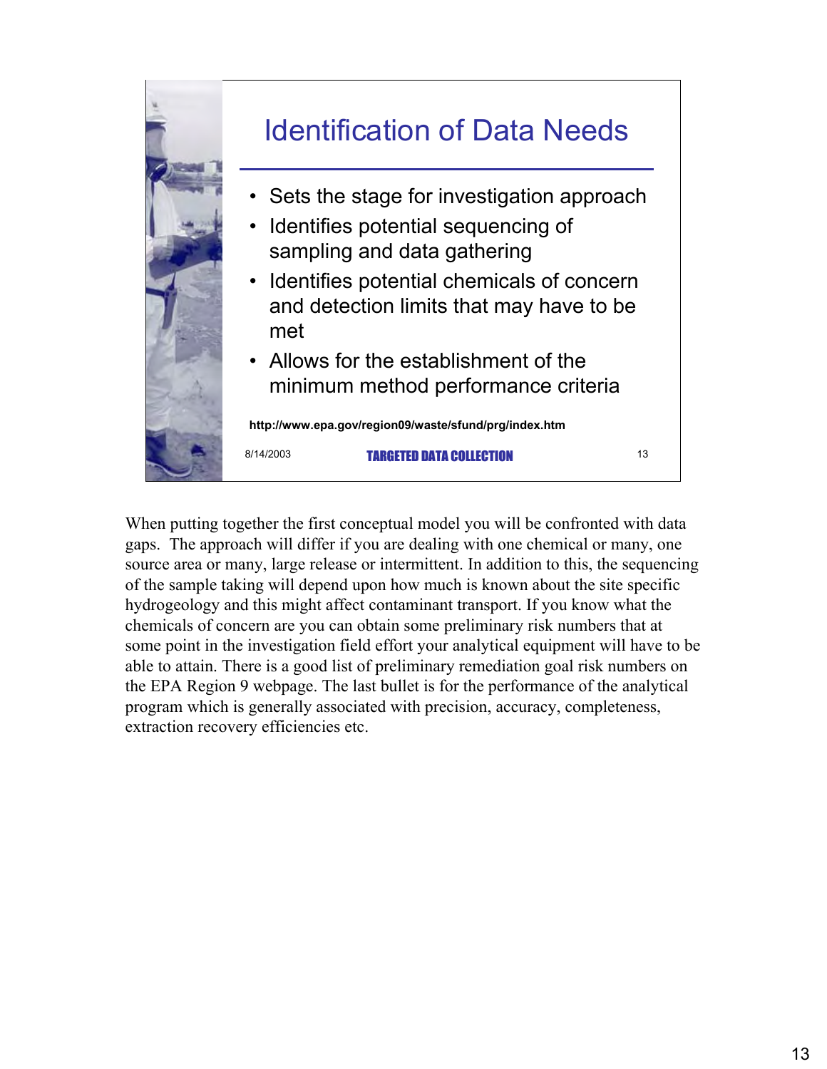## Identification of Data Needs

- Sets the stage for investigation approach
- Identifies potential sequencing of sampling and data gathering
- Identifies potential chemicals of concern and detection limits that may have to be met
- Allows for the establishment of the minimum method performance criteria

**http://www.epa.gov/region09/waste/sfund/prg/index.htm**

8/14/2003 **TARGETED DATA COLLECTION** 13

When putting together the first conceptual model you will be confronted with data gaps. The approach will differ if you are dealing with one chemical or many, one source area or many, large release or intermittent. In addition to this, the sequencing of the sample taking will depend upon how much is known about the site specific hydrogeology and this might affect contaminant transport. If you know what the chemicals of concern are you can obtain some preliminary risk numbers that at some point in the investigation field effort your analytical equipment will have to be able to attain. There is a good list of preliminary remediation goal risk numbers on the EPA Region 9 webpage. The last bullet is for the performance of the analytical program which is generally associated with precision, accuracy, completeness, extraction recovery efficiencies etc.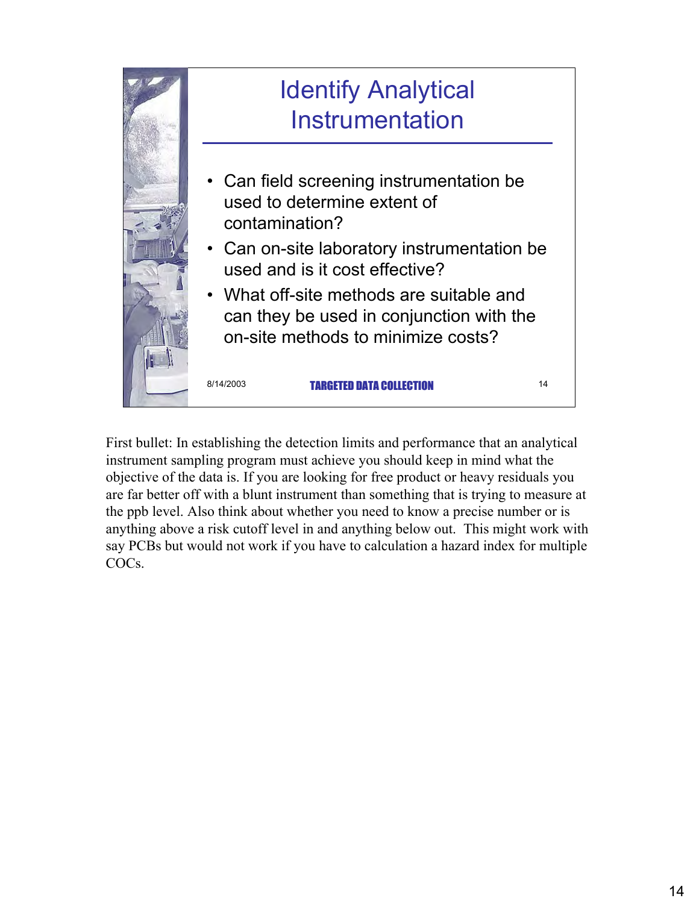# Identify Analytical Instrumentation

- Can field screening instrumentation be used to determine extent of contamination?
- Can on-site laboratory instrumentation be used and is it cost effective?
- What off-site methods are suitable and can they be used in conjunction with the on-site methods to minimize costs?

8/14/2003 TARGETED DATA COLLECTION 14

First bullet: In establishing the detection limits and performance that an analytical instrument sampling program must achieve you should keep in mind what the objective of the data is. If you are looking for free product or heavy residuals you are far better off with a blunt instrument than something that is trying to measure at the ppb level. Also think about whether you need to know a precise number or is anything above a risk cutoff level in and anything below out. This might work with say PCBs but would not work if you have to calculation a hazard index for multiple COCs.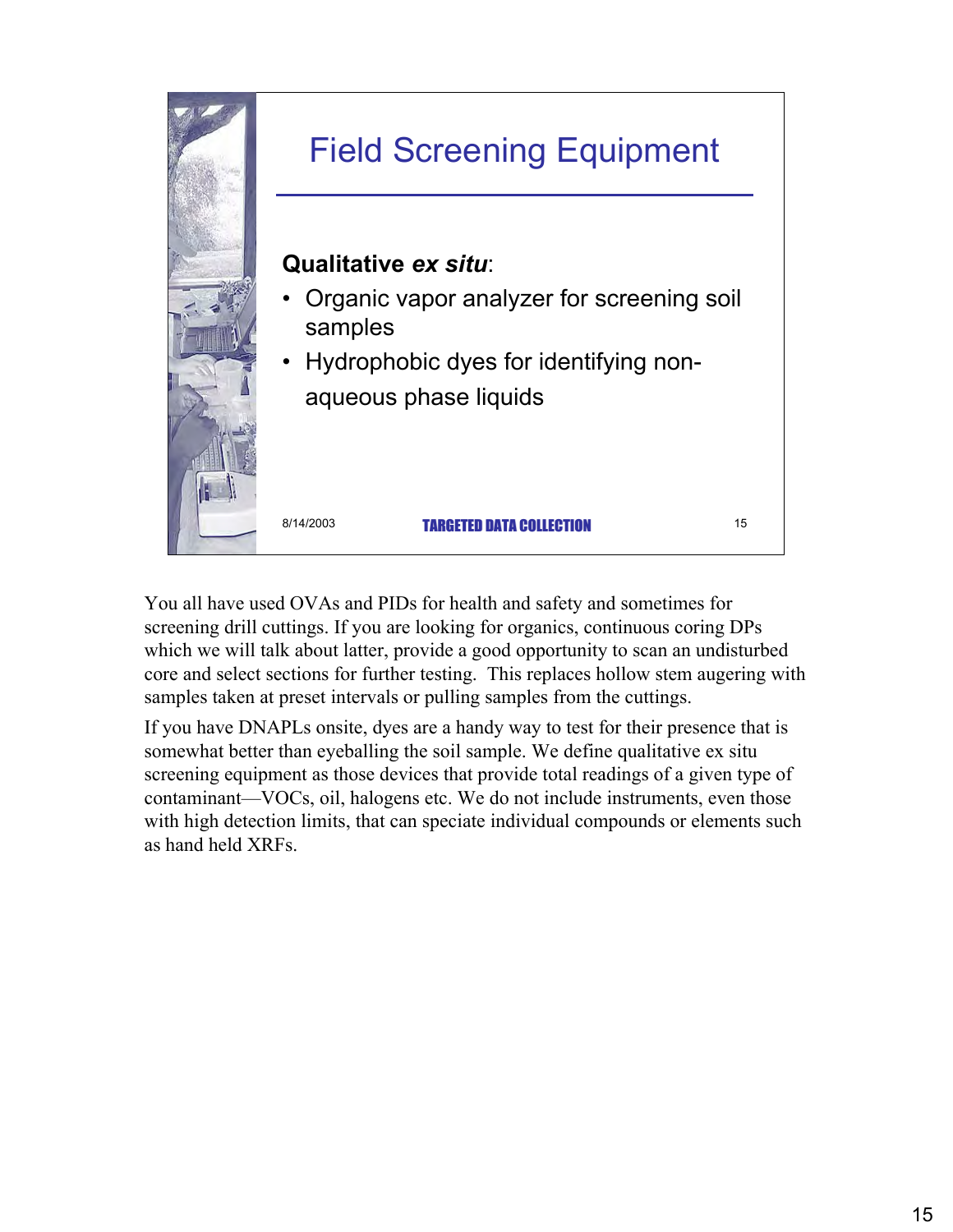# Field Screening Equipment

**Qualitative *ex situ***:

- Organic vapor analyzer for screening soil samples
- Hydrophobic dyes for identifying non-aqueous phase liquids

8/14/2003 TARGETED DATA COLLECTION 15

You all have used OVAs and PIDs for health and safety and sometimes for screening drill cuttings. If you are looking for organics, continuous coring DPs which we will talk about latter, provide a good opportunity to scan an undisturbed core and select sections for further testing. This replaces hollow stem augering with samples taken at preset intervals or pulling samples from the cuttings.

If you have DNAPLs onsite, dyes are a handy way to test for their presence that is somewhat better than eyeballing the soil sample. We define qualitative ex situ screening equipment as those devices that provide total readings of a given type of contaminant—VOCs, oil, halogens etc. We do not include instruments, even those with high detection limits, that can speciate individual compounds or elements such as hand held XRFs.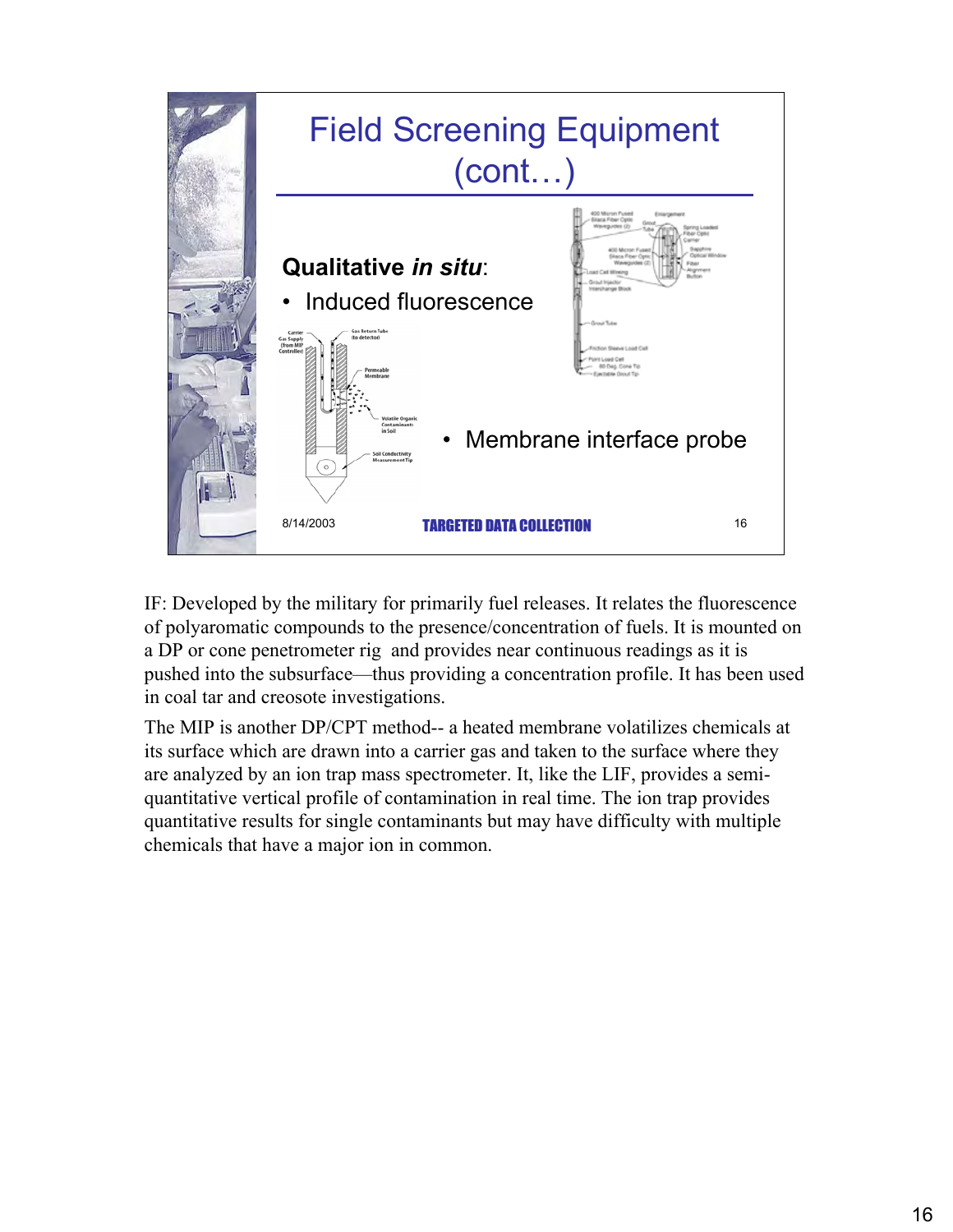# Field Screening Equipment (cont…)

**Qualitative *in situ*:**

- Induced fluorescence
- Membrane interface probe

8/14/2003 TARGETED DATA COLLECTION 16

IF: Developed by the military for primarily fuel releases. It relates the fluorescence of polyaromatic compounds to the presence/concentration of fuels. It is mounted on a DP or cone penetrometer rig and provides near continuous readings as it is pushed into the subsurface—thus providing a concentration profile. It has been used in coal tar and creosote investigations.

The MIP is another DP/CPT method-- a heated membrane volatilizes chemicals at its surface which are drawn into a carrier gas and taken to the surface where they are analyzed by an ion trap mass spectrometer. It, like the LIF, provides a semi-quantitative vertical profile of contamination in real time. The ion trap provides quantitative results for single contaminants but may have difficulty with multiple chemicals that have a major ion in common.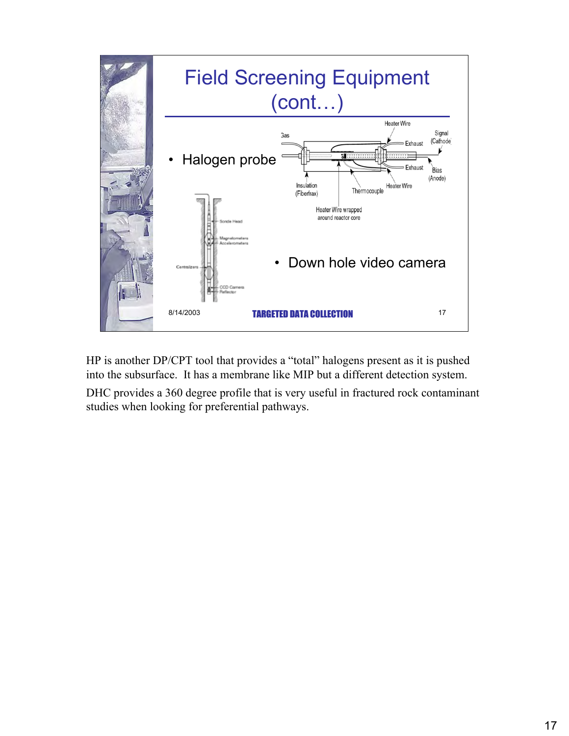# Field Screening Equipment (cont…)

- Halogen probe

Gas, Heater Wire, Exhaust, Signal (Cathode), Exhaust, Bias (Anode), Insulation (Fiberfrax), Thermocouple, Heater Wire, Heater Wire wrapped around reactor core

Sonde Head, Magnetometers Accelerometers, Centralizers, CCD Camera Reflector

- Down hole video camera

8/14/2003 TARGETED DATA COLLECTION 17

HP is another DP/CPT tool that provides a "total" halogens present as it is pushed into the subsurface. It has a membrane like MIP but a different detection system.

DHC provides a 360 degree profile that is very useful in fractured rock contaminant studies when looking for preferential pathways.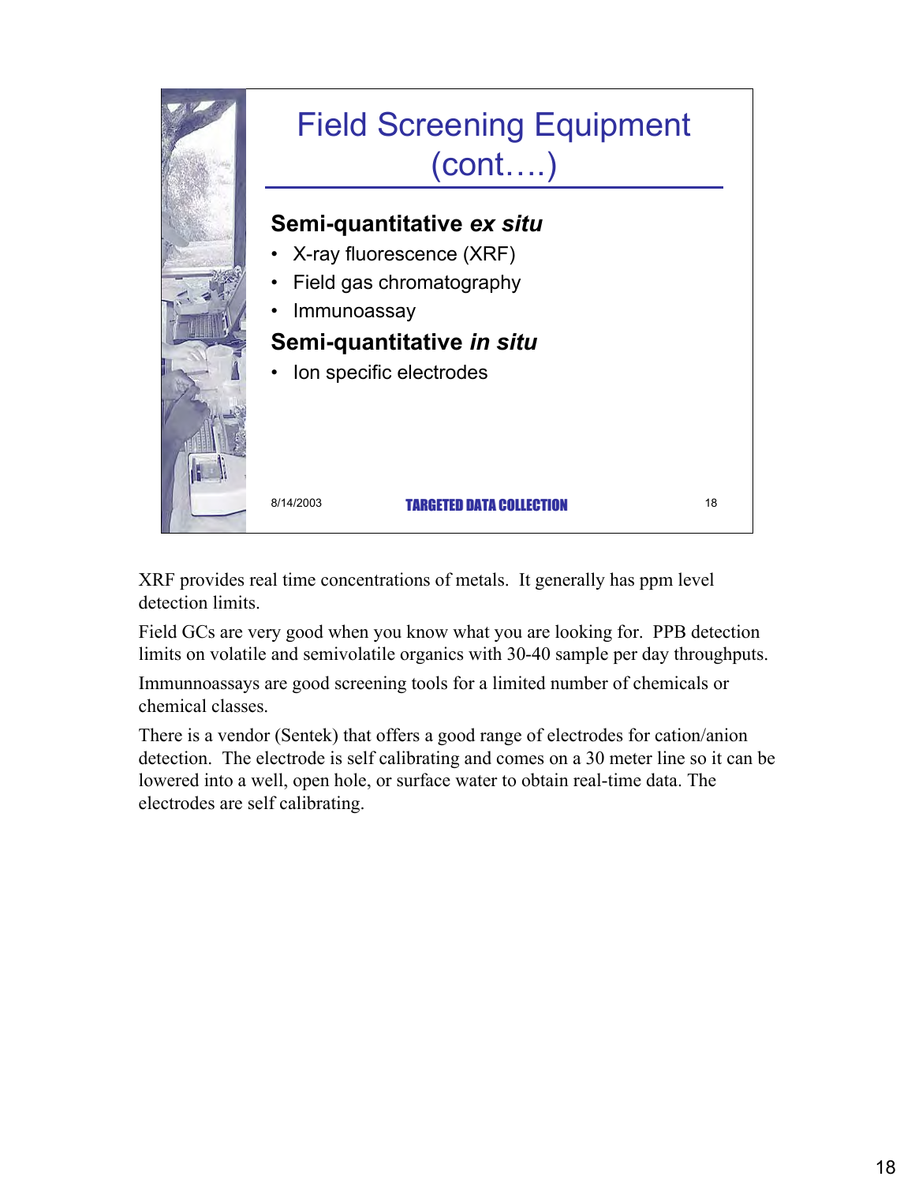# Field Screening Equipment (cont….)

**Semi-quantitative *ex situ***

- X-ray fluorescence (XRF)
- Field gas chromatography
- Immunoassay

**Semi-quantitative *in situ***

- Ion specific electrodes

8/14/2003 TARGETED DATA COLLECTION 18

XRF provides real time concentrations of metals. It generally has ppm level detection limits.

Field GCs are very good when you know what you are looking for. PPB detection limits on volatile and semivolatile organics with 30-40 sample per day throughputs.

Immunnoassays are good screening tools for a limited number of chemicals or chemical classes.

There is a vendor (Sentek) that offers a good range of electrodes for cation/anion detection. The electrode is self calibrating and comes on a 30 meter line so it can be lowered into a well, open hole, or surface water to obtain real-time data. The electrodes are self calibrating.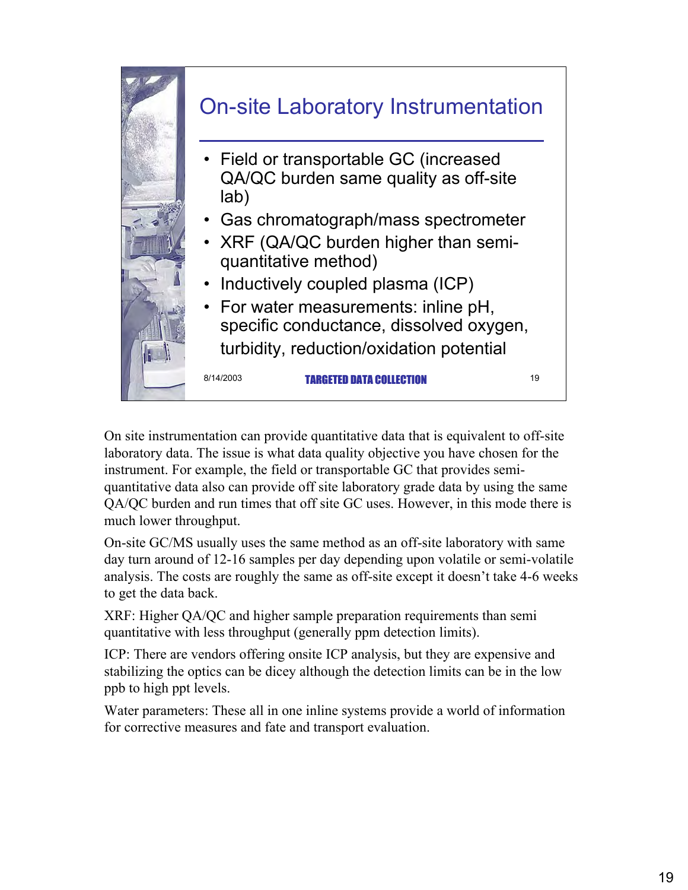## On-site Laboratory Instrumentation

- Field or transportable GC (increased QA/QC burden same quality as off-site lab)
- Gas chromatograph/mass spectrometer
- XRF (QA/QC burden higher than semi-quantitative method)
- Inductively coupled plasma (ICP)
- For water measurements: inline pH, specific conductance, dissolved oxygen, turbidity, reduction/oxidation potential

8/14/2003 TARGETED DATA COLLECTION 19

On site instrumentation can provide quantitative data that is equivalent to off-site laboratory data. The issue is what data quality objective you have chosen for the instrument. For example, the field or transportable GC that provides semi-quantitative data also can provide off site laboratory grade data by using the same QA/QC burden and run times that off site GC uses. However, in this mode there is much lower throughput.

On-site GC/MS usually uses the same method as an off-site laboratory with same day turn around of 12-16 samples per day depending upon volatile or semi-volatile analysis. The costs are roughly the same as off-site except it doesn't take 4-6 weeks to get the data back.

XRF: Higher QA/QC and higher sample preparation requirements than semi quantitative with less throughput (generally ppm detection limits).

ICP: There are vendors offering onsite ICP analysis, but they are expensive and stabilizing the optics can be dicey although the detection limits can be in the low ppb to high ppt levels.

Water parameters: These all in one inline systems provide a world of information for corrective measures and fate and transport evaluation.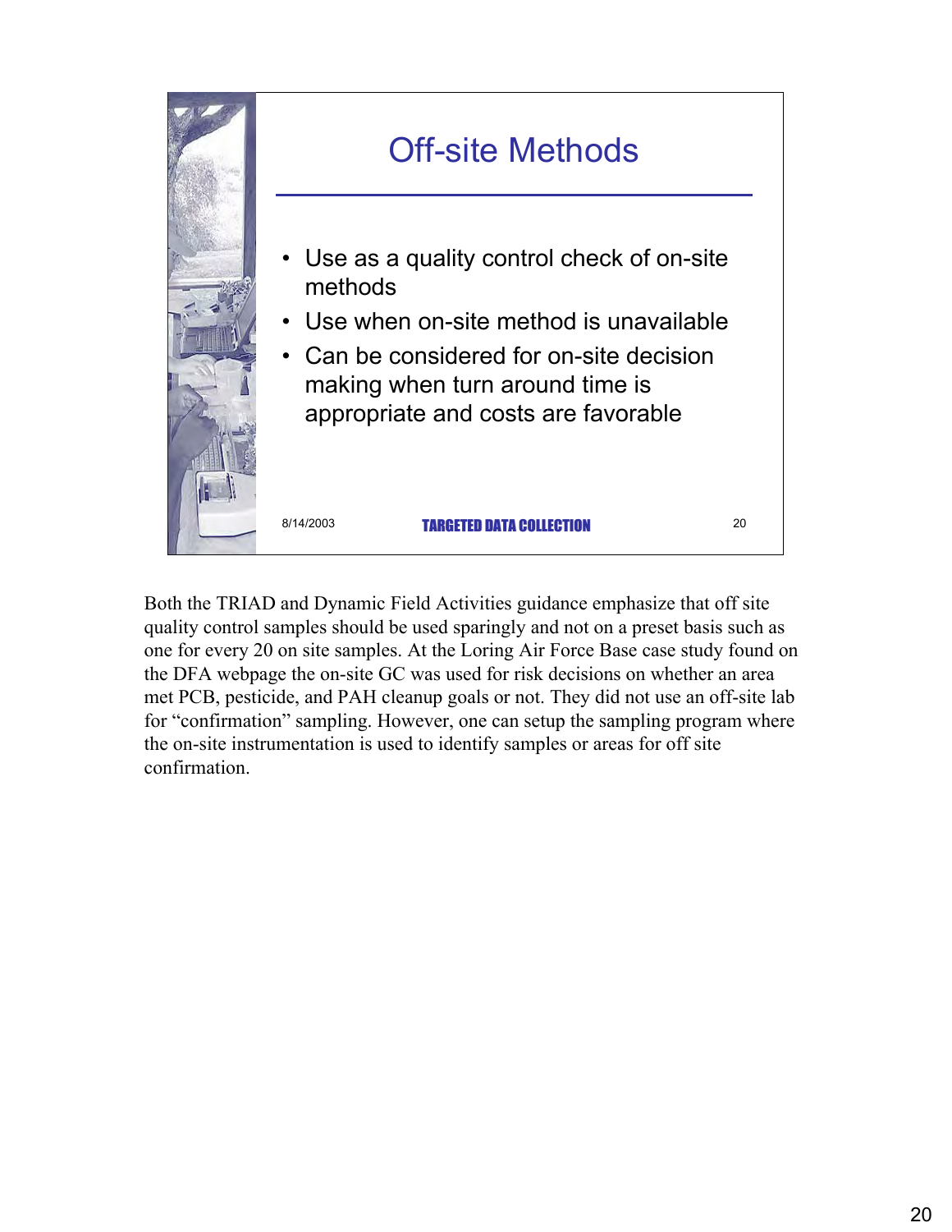# Off-site Methods

- Use as a quality control check of on-site methods
- Use when on-site method is unavailable
- Can be considered for on-site decision making when turn around time is appropriate and costs are favorable

8/14/2003 TARGETED DATA COLLECTION 20

Both the TRIAD and Dynamic Field Activities guidance emphasize that off site quality control samples should be used sparingly and not on a preset basis such as one for every 20 on site samples. At the Loring Air Force Base case study found on the DFA webpage the on-site GC was used for risk decisions on whether an area met PCB, pesticide, and PAH cleanup goals or not. They did not use an off-site lab for "confirmation" sampling. However, one can setup the sampling program where the on-site instrumentation is used to identify samples or areas for off site confirmation.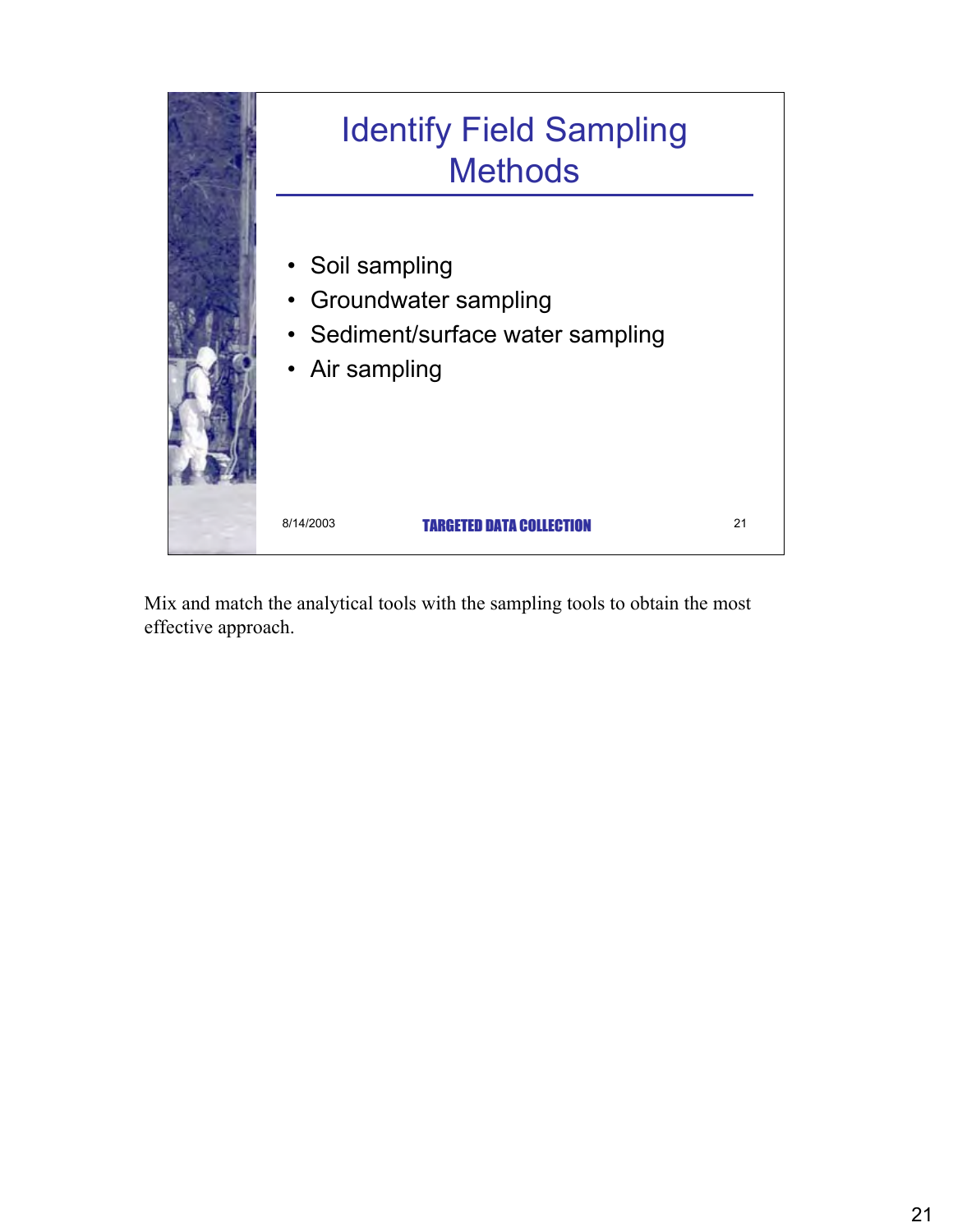# Identify Field Sampling Methods

- Soil sampling
- Groundwater sampling
- Sediment/surface water sampling
- Air sampling

8/14/2003 TARGETED DATA COLLECTION 21

Mix and match the analytical tools with the sampling tools to obtain the most effective approach.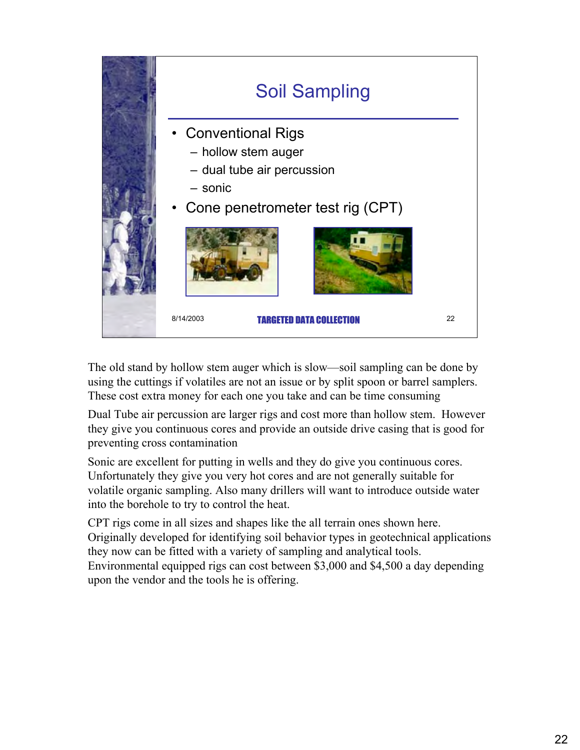## Soil Sampling

- Conventional Rigs
  - hollow stem auger
  - dual tube air percussion
  - sonic
- Cone penetrometer test rig (CPT)

8/14/2003 TARGETED DATA COLLECTION 22

The old stand by hollow stem auger which is slow—soil sampling can be done by using the cuttings if volatiles are not an issue or by split spoon or barrel samplers. These cost extra money for each one you take and can be time consuming

Dual Tube air percussion are larger rigs and cost more than hollow stem. However they give you continuous cores and provide an outside drive casing that is good for preventing cross contamination

Sonic are excellent for putting in wells and they do give you continuous cores. Unfortunately they give you very hot cores and are not generally suitable for volatile organic sampling. Also many drillers will want to introduce outside water into the borehole to try to control the heat.

CPT rigs come in all sizes and shapes like the all terrain ones shown here. Originally developed for identifying soil behavior types in geotechnical applications they now can be fitted with a variety of sampling and analytical tools. Environmental equipped rigs can cost between $3,000 and $4,500 a day depending upon the vendor and the tools he is offering.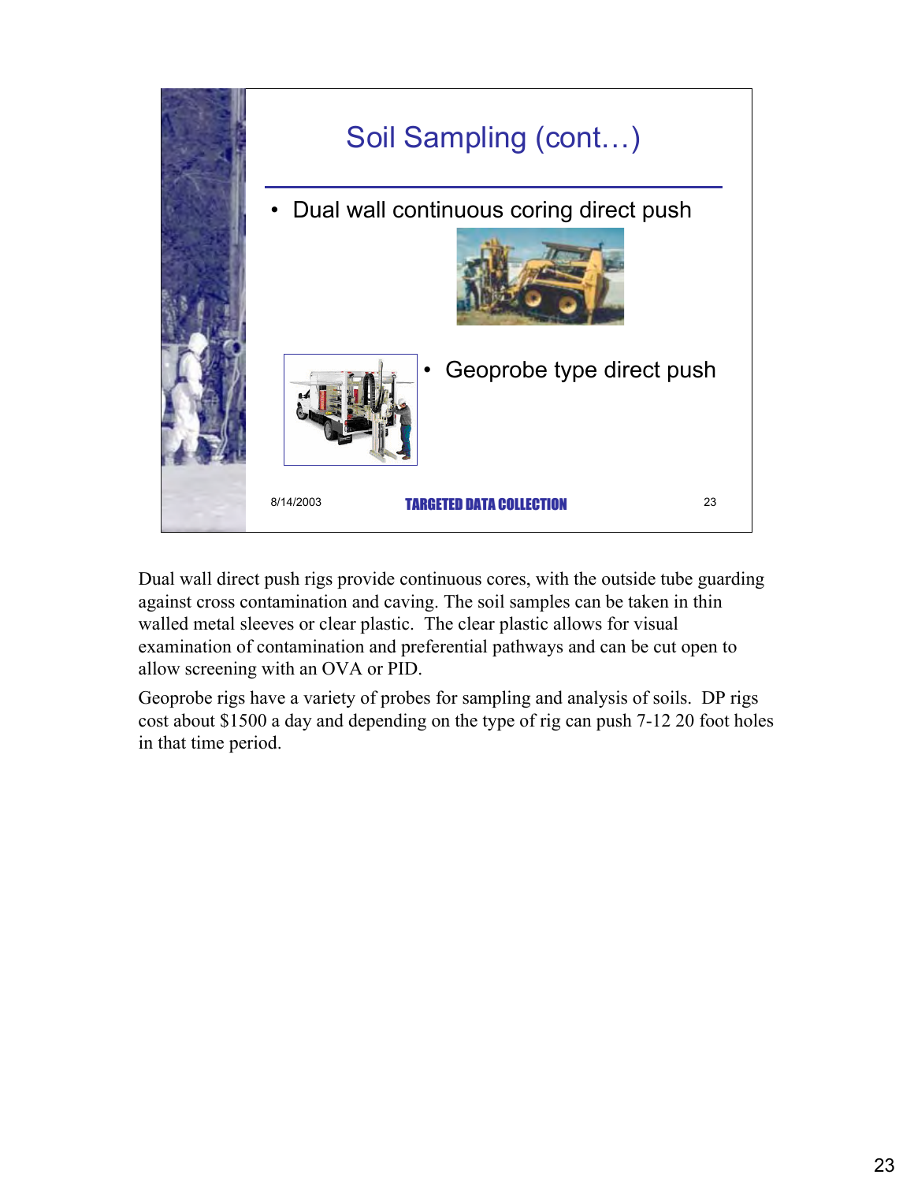## Soil Sampling (cont…)

- Dual wall continuous coring direct push
- Geoprobe type direct push

8/14/2003 TARGETED DATA COLLECTION 23

Dual wall direct push rigs provide continuous cores, with the outside tube guarding against cross contamination and caving. The soil samples can be taken in thin walled metal sleeves or clear plastic. The clear plastic allows for visual examination of contamination and preferential pathways and can be cut open to allow screening with an OVA or PID.

Geoprobe rigs have a variety of probes for sampling and analysis of soils. DP rigs cost about $1500 a day and depending on the type of rig can push 7-12 20 foot holes in that time period.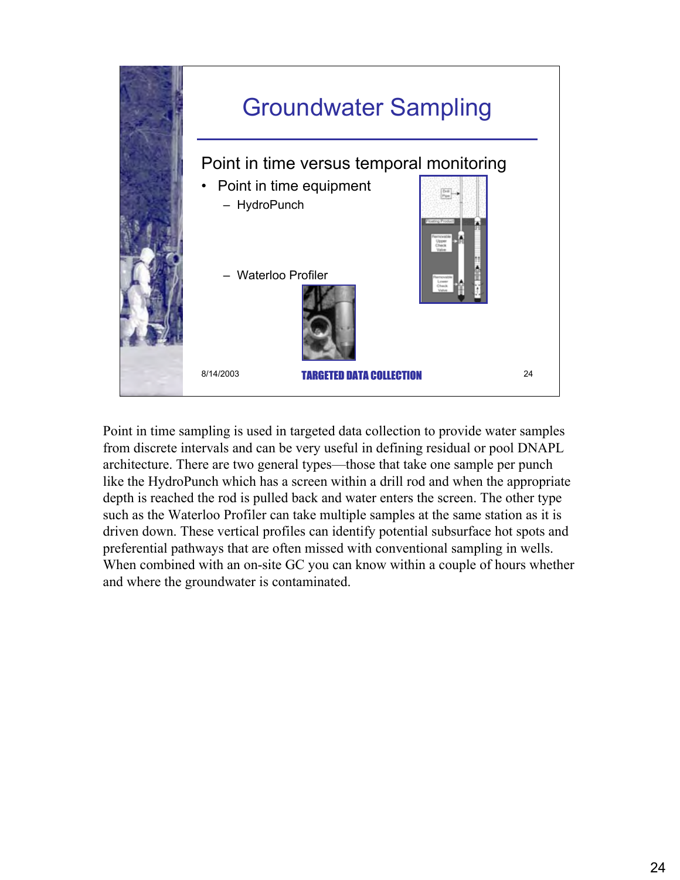## Groundwater Sampling

Point in time versus temporal monitoring

- Point in time equipment
  - HydroPunch
  - Waterloo Profiler

8/14/2003 TARGETED DATA COLLECTION 24

Point in time sampling is used in targeted data collection to provide water samples from discrete intervals and can be very useful in defining residual or pool DNAPL architecture. There are two general types—those that take one sample per punch like the HydroPunch which has a screen within a drill rod and when the appropriate depth is reached the rod is pulled back and water enters the screen. The other type such as the Waterloo Profiler can take multiple samples at the same station as it is driven down. These vertical profiles can identify potential subsurface hot spots and preferential pathways that are often missed with conventional sampling in wells. When combined with an on-site GC you can know within a couple of hours whether and where the groundwater is contaminated.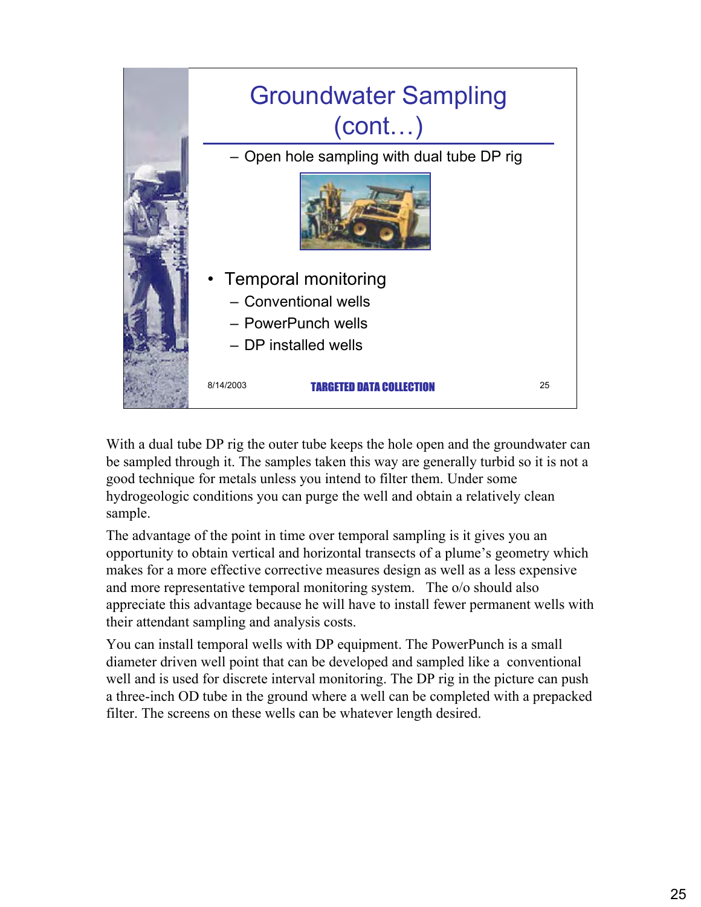## Groundwater Sampling (cont…)

- Open hole sampling with dual tube DP rig

- Temporal monitoring
  - Conventional wells
  - PowerPunch wells
  - DP installed wells

8/14/2003 TARGETED DATA COLLECTION

With a dual tube DP rig the outer tube keeps the hole open and the groundwater can be sampled through it. The samples taken this way are generally turbid so it is not a good technique for metals unless you intend to filter them. Under some hydrogeologic conditions you can purge the well and obtain a relatively clean sample.

The advantage of the point in time over temporal sampling is it gives you an opportunity to obtain vertical and horizontal transects of a plume's geometry which makes for a more effective corrective measures design as well as a less expensive and more representative temporal monitoring system. The o/o should also appreciate this advantage because he will have to install fewer permanent wells with their attendant sampling and analysis costs.

You can install temporal wells with DP equipment. The PowerPunch is a small diameter driven well point that can be developed and sampled like a conventional well and is used for discrete interval monitoring. The DP rig in the picture can push a three-inch OD tube in the ground where a well can be completed with a prepacked filter. The screens on these wells can be whatever length desired.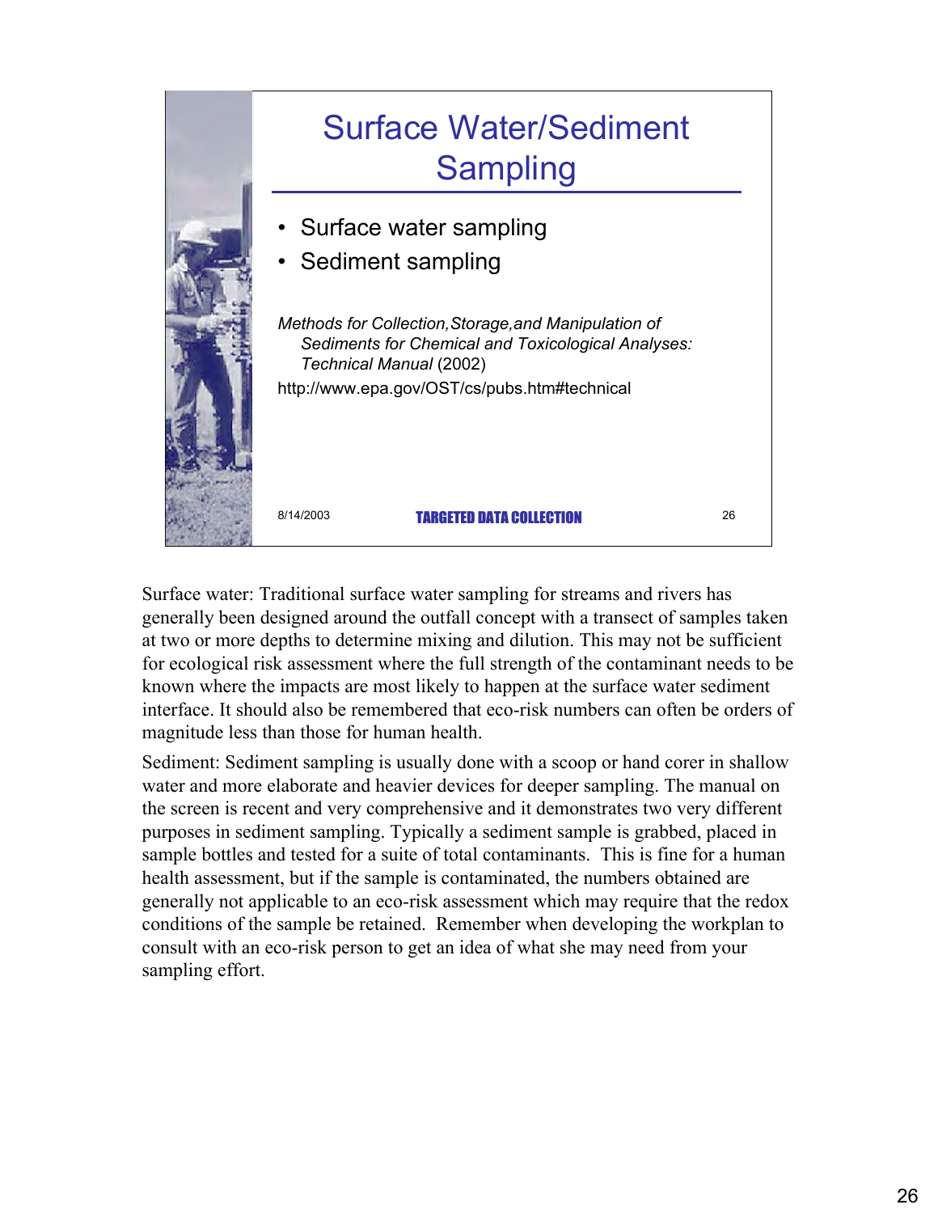# Surface Water/Sediment Sampling

- Surface water sampling
- Sediment sampling

*Methods for Collection,Storage,and Manipulation of Sediments for Chemical and Toxicological Analyses: Technical Manual* (2002)

http://www.epa.gov/OST/cs/pubs.htm#technical

8/14/2003 **TARGETED DATA COLLECTION** 26

Surface water: Traditional surface water sampling for streams and rivers has generally been designed around the outfall concept with a transect of samples taken at two or more depths to determine mixing and dilution. This may not be sufficient for ecological risk assessment where the full strength of the contaminant needs to be known where the impacts are most likely to happen at the surface water sediment interface. It should also be remembered that eco-risk numbers can often be orders of magnitude less than those for human health.

Sediment: Sediment sampling is usually done with a scoop or hand corer in shallow water and more elaborate and heavier devices for deeper sampling. The manual on the screen is recent and very comprehensive and it demonstrates two very different purposes in sediment sampling. Typically a sediment sample is grabbed, placed in sample bottles and tested for a suite of total contaminants. This is fine for a human health assessment, but if the sample is contaminated, the numbers obtained are generally not applicable to an eco-risk assessment which may require that the redox conditions of the sample be retained. Remember when developing the workplan to consult with an eco-risk person to get an idea of what she may need from your sampling effort.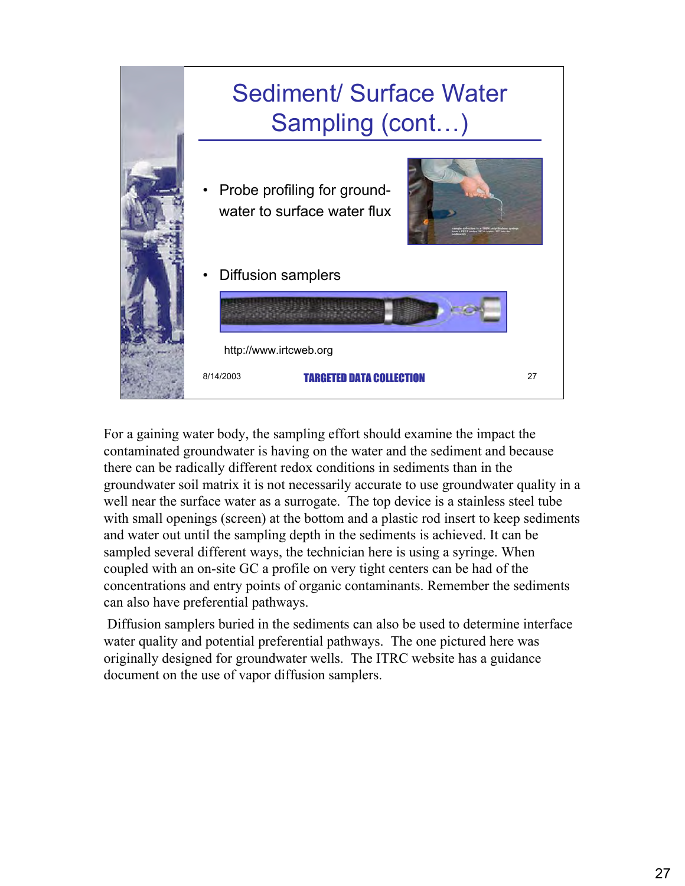## Sediment/ Surface Water Sampling (cont…)

- Probe profiling for ground-water to surface water flux
- Diffusion samplers

http://www.irtcweb.org

8/14/2003 TARGETED DATA COLLECTION 27

For a gaining water body, the sampling effort should examine the impact the contaminated groundwater is having on the water and the sediment and because there can be radically different redox conditions in sediments than in the groundwater soil matrix it is not necessarily accurate to use groundwater quality in a well near the surface water as a surrogate. The top device is a stainless steel tube with small openings (screen) at the bottom and a plastic rod insert to keep sediments and water out until the sampling depth in the sediments is achieved. It can be sampled several different ways, the technician here is using a syringe. When coupled with an on-site GC a profile on very tight centers can be had of the concentrations and entry points of organic contaminants. Remember the sediments can also have preferential pathways.

Diffusion samplers buried in the sediments can also be used to determine interface water quality and potential preferential pathways. The one pictured here was originally designed for groundwater wells. The ITRC website has a guidance document on the use of vapor diffusion samplers.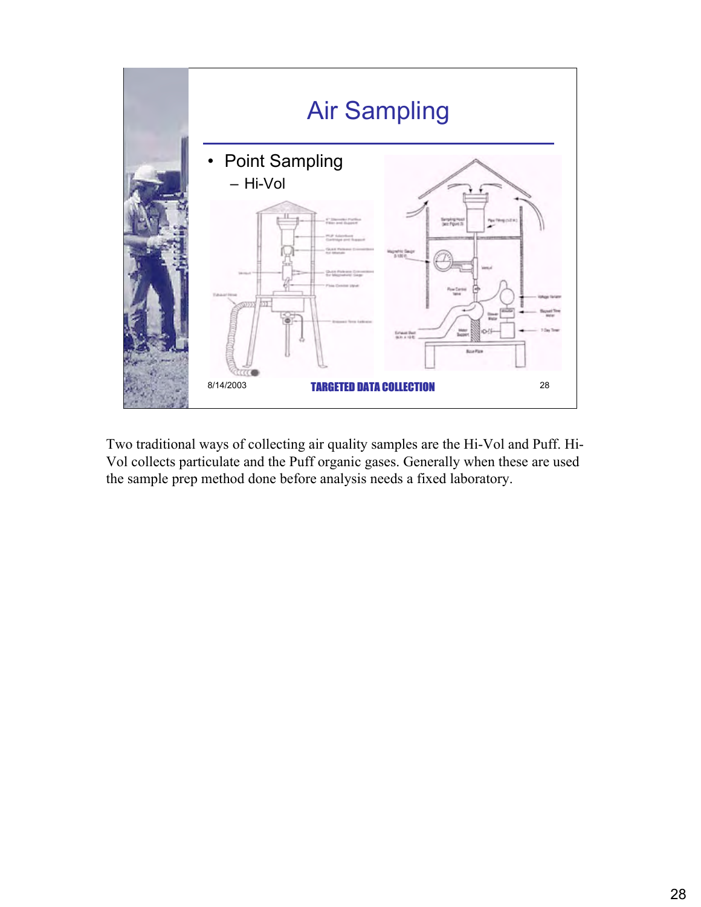# Air Sampling

- Point Sampling
  - Hi-Vol

8/14/2003 TARGETED DATA COLLECTION 28

Two traditional ways of collecting air quality samples are the Hi-Vol and Puff. Hi-Vol collects particulate and the Puff organic gases. Generally when these are used the sample prep method done before analysis needs a fixed laboratory.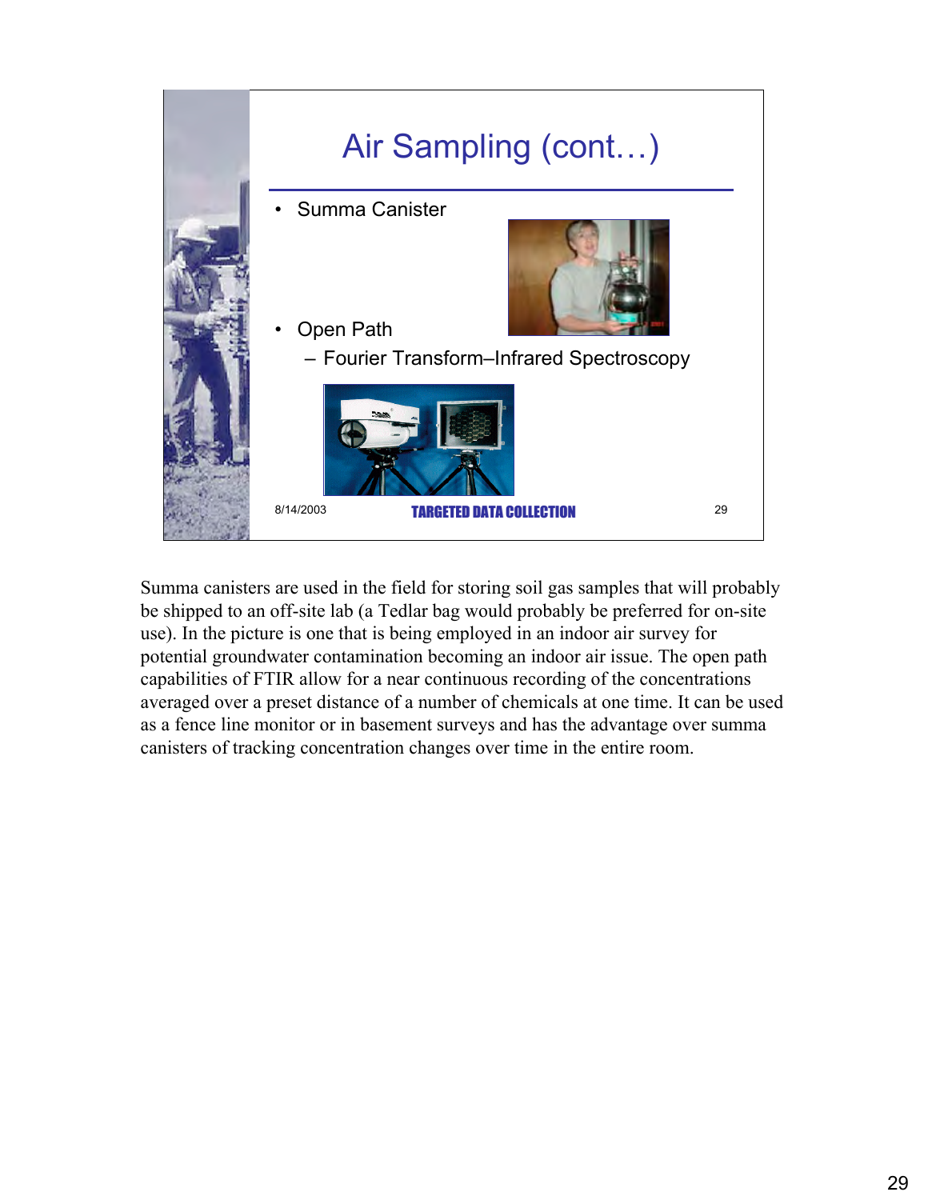## Air Sampling (cont…)

- Summa Canister
- Open Path
  - Fourier Transform–Infrared Spectroscopy

8/14/2003 TARGETED DATA COLLECTION 29

Summa canisters are used in the field for storing soil gas samples that will probably be shipped to an off-site lab (a Tedlar bag would probably be preferred for on-site use). In the picture is one that is being employed in an indoor air survey for potential groundwater contamination becoming an indoor air issue. The open path capabilities of FTIR allow for a near continuous recording of the concentrations averaged over a preset distance of a number of chemicals at one time. It can be used as a fence line monitor or in basement surveys and has the advantage over summa canisters of tracking concentration changes over time in the entire room.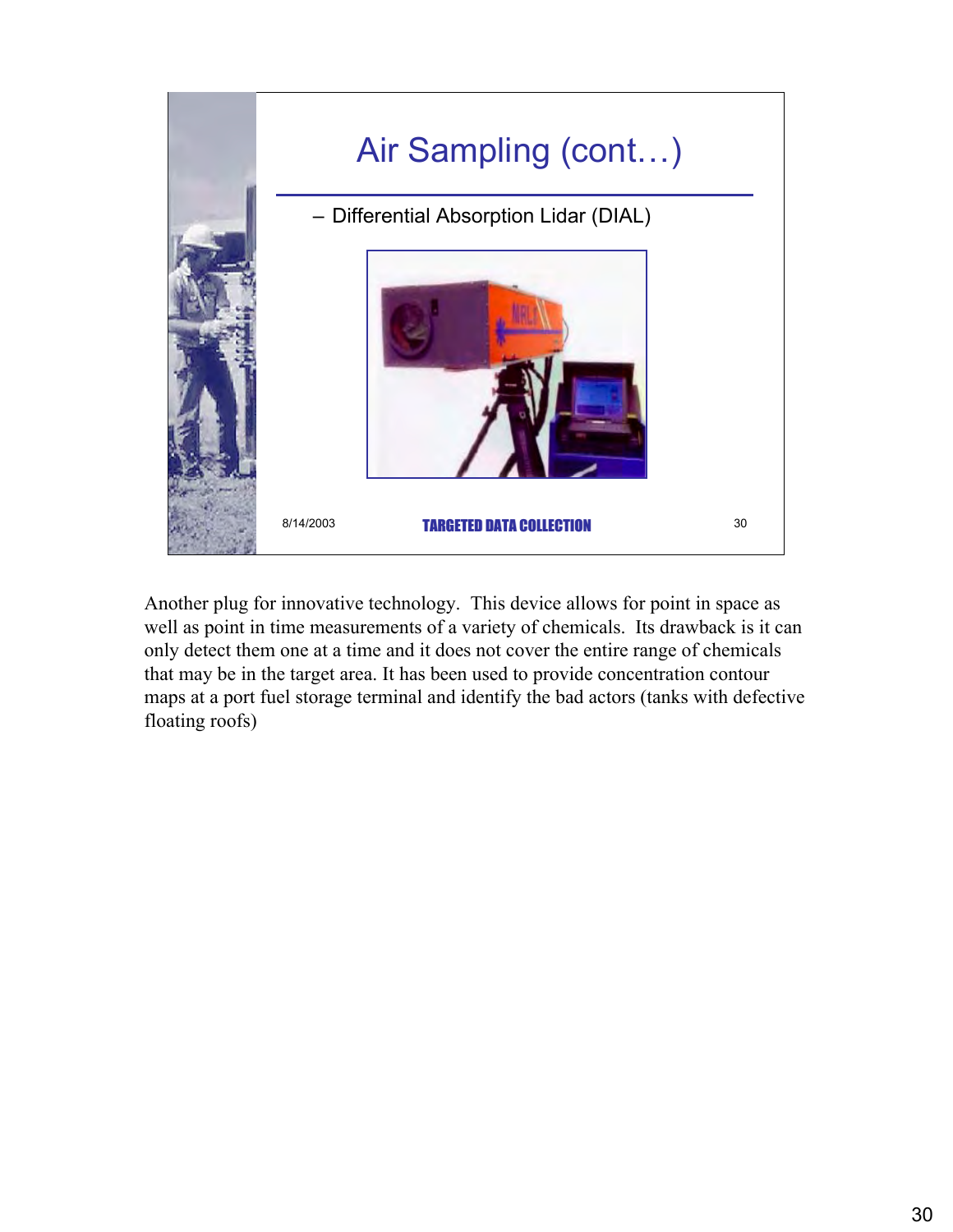# Air Sampling (cont…)

– Differential Absorption Lidar (DIAL)

8/14/2003 **TARGETED DATA COLLECTION** 30

Another plug for innovative technology. This device allows for point in space as well as point in time measurements of a variety of chemicals. Its drawback is it can only detect them one at a time and it does not cover the entire range of chemicals that may be in the target area. It has been used to provide concentration contour maps at a port fuel storage terminal and identify the bad actors (tanks with defective floating roofs)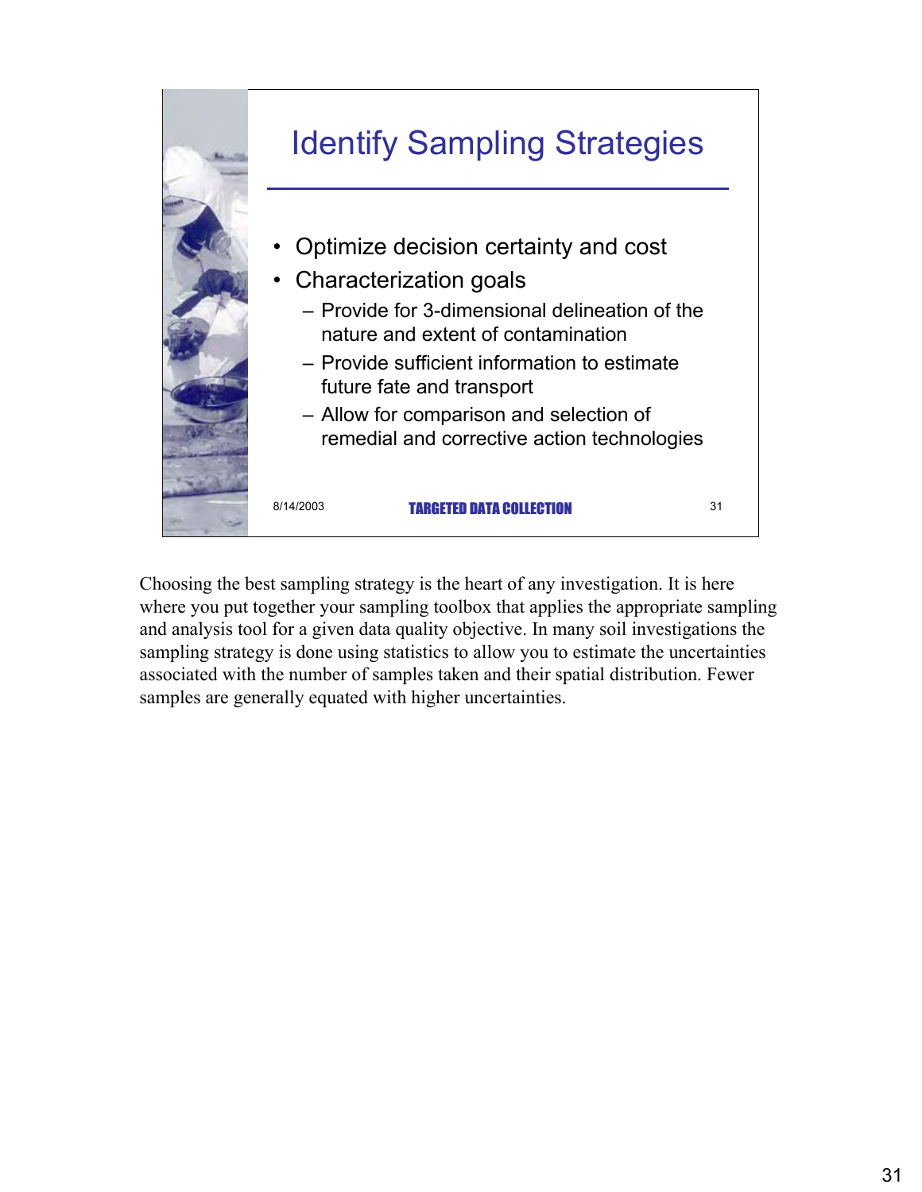# Identify Sampling Strategies

- Optimize decision certainty and cost
- Characterization goals
  - Provide for 3-dimensional delineation of the nature and extent of contamination
  - Provide sufficient information to estimate future fate and transport
  - Allow for comparison and selection of remedial and corrective action technologies

8/14/2003 TARGETED DATA COLLECTION 31

Choosing the best sampling strategy is the heart of any investigation. It is here where you put together your sampling toolbox that applies the appropriate sampling and analysis tool for a given data quality objective. In many soil investigations the sampling strategy is done using statistics to allow you to estimate the uncertainties associated with the number of samples taken and their spatial distribution. Fewer samples are generally equated with higher uncertainties.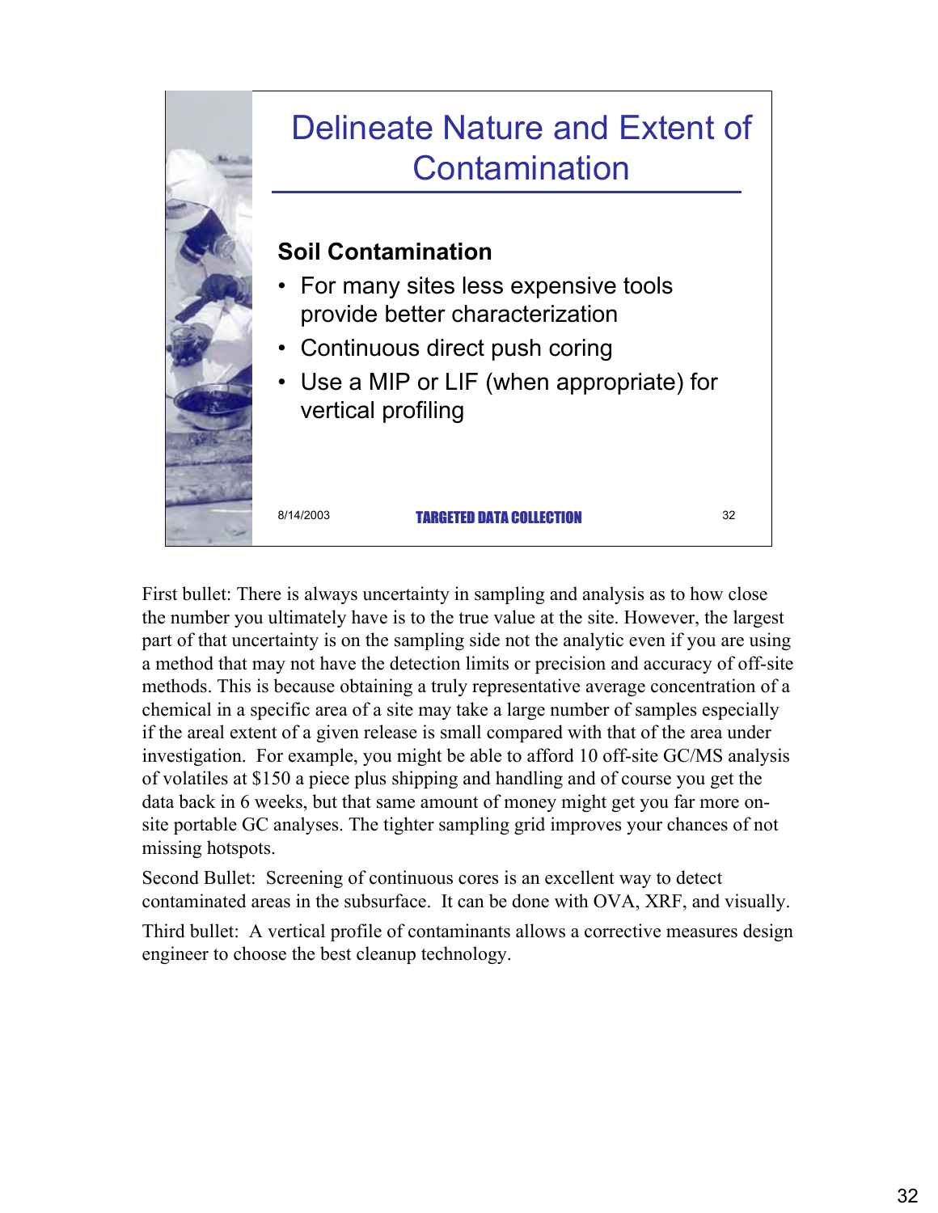# Delineate Nature and Extent of Contamination

**Soil Contamination**

- For many sites less expensive tools provide better characterization
- Continuous direct push coring
- Use a MIP or LIF (when appropriate) for vertical profiling

8/14/2003 TARGETED DATA COLLECTION 32

First bullet: There is always uncertainty in sampling and analysis as to how close the number you ultimately have is to the true value at the site. However, the largest part of that uncertainty is on the sampling side not the analytic even if you are using a method that may not have the detection limits or precision and accuracy of off-site methods. This is because obtaining a truly representative average concentration of a chemical in a specific area of a site may take a large number of samples especially if the areal extent of a given release is small compared with that of the area under investigation. For example, you might be able to afford 10 off-site GC/MS analysis of volatiles at $150 a piece plus shipping and handling and of course you get the data back in 6 weeks, but that same amount of money might get you far more on-site portable GC analyses. The tighter sampling grid improves your chances of not missing hotspots.

Second Bullet: Screening of continuous cores is an excellent way to detect contaminated areas in the subsurface. It can be done with OVA, XRF, and visually.

Third bullet: A vertical profile of contaminants allows a corrective measures design engineer to choose the best cleanup technology.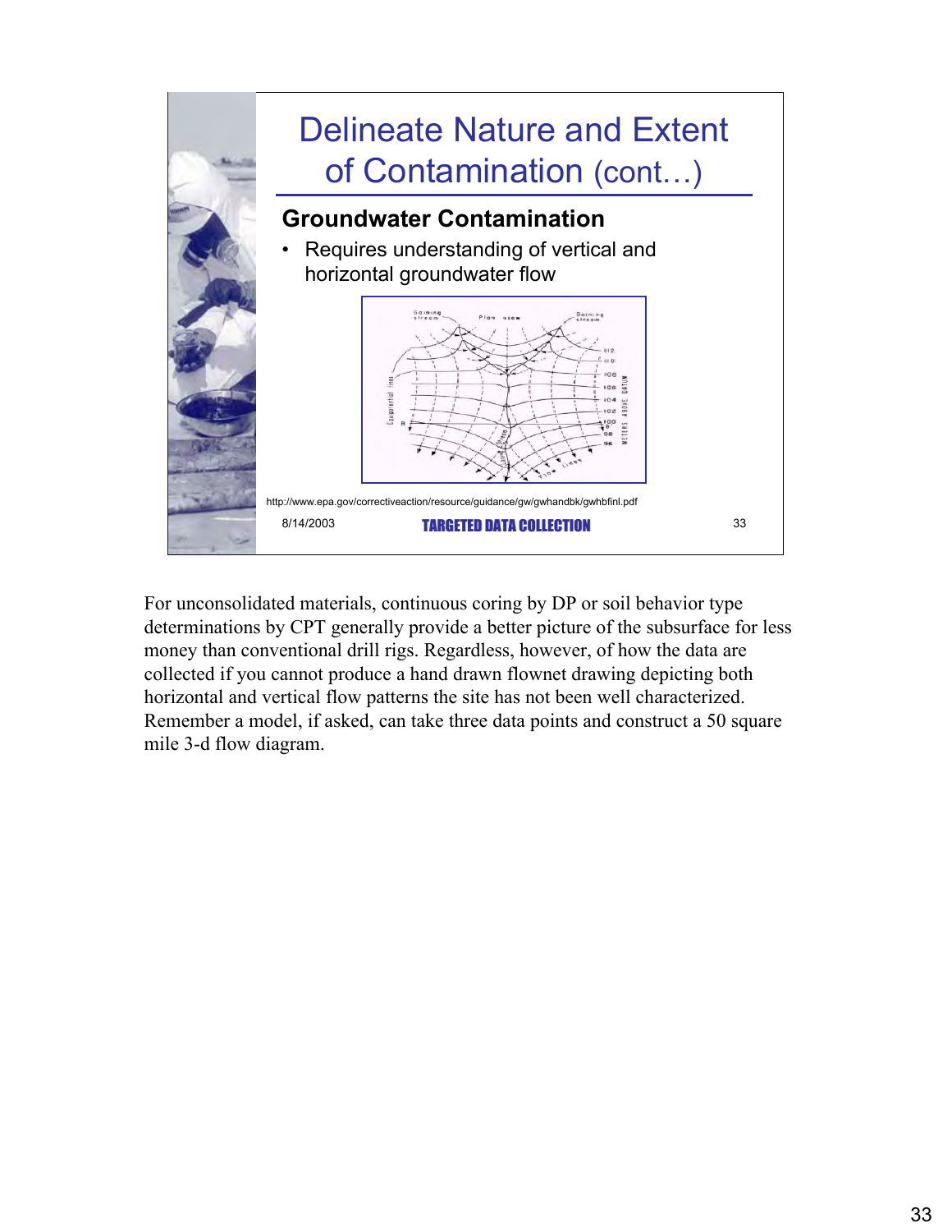# Delineate Nature and Extent of Contamination (cont…)

## Groundwater Contamination

- Requires understanding of vertical and horizontal groundwater flow

http://www.epa.gov/correctiveaction/resource/guidance/gw/gwhandbk/gwhbfinl.pdf

8/14/2003 TARGETED DATA COLLECTION 33

For unconsolidated materials, continuous coring by DP or soil behavior type determinations by CPT generally provide a better picture of the subsurface for less money than conventional drill rigs. Regardless, however, of how the data are collected if you cannot produce a hand drawn flownet drawing depicting both horizontal and vertical flow patterns the site has not been well characterized. Remember a model, if asked, can take three data points and construct a 50 square mile 3-d flow diagram.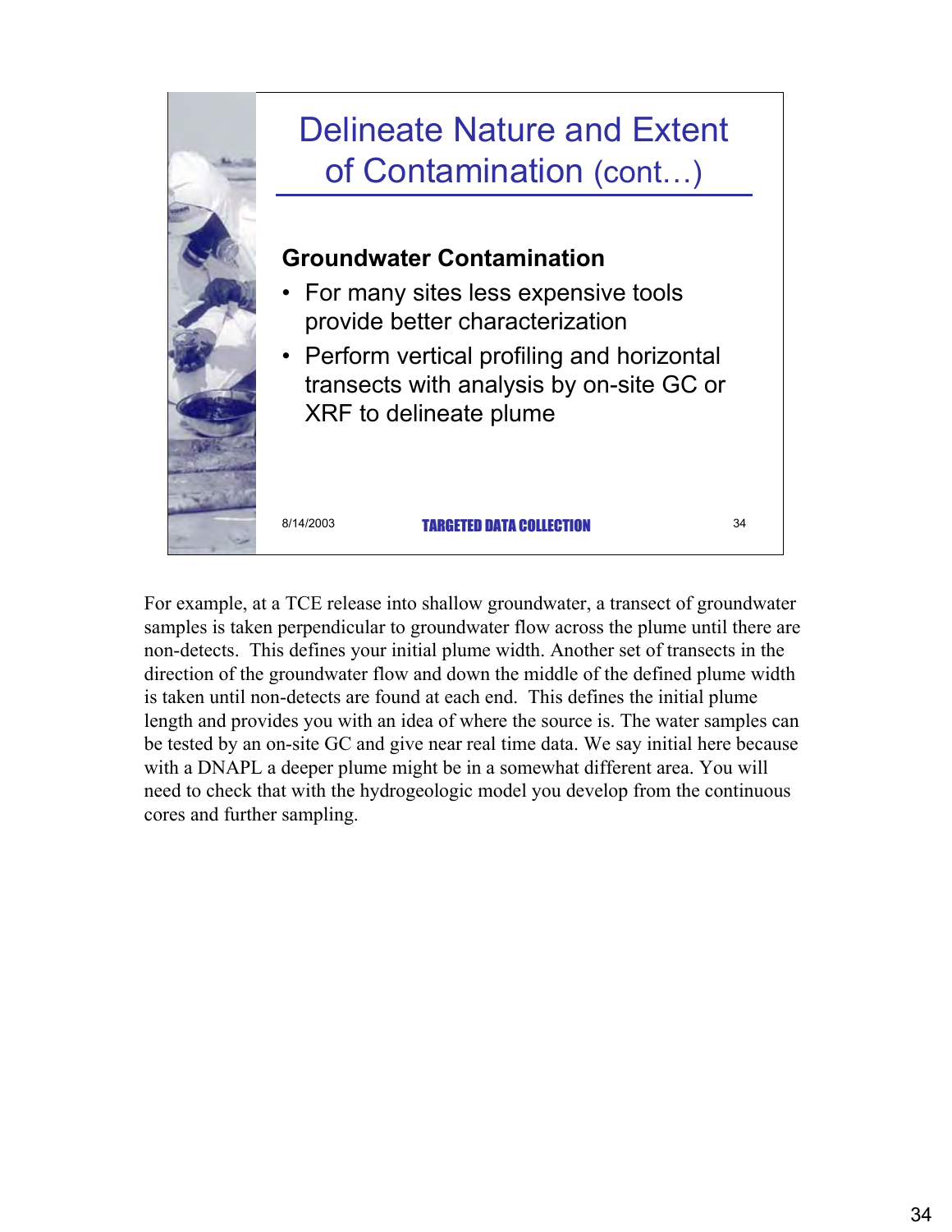# Delineate Nature and Extent of Contamination (cont…)

**Groundwater Contamination**

- For many sites less expensive tools provide better characterization
- Perform vertical profiling and horizontal transects with analysis by on-site GC or XRF to delineate plume

8/14/2003 TARGETED DATA COLLECTION 34

For example, at a TCE release into shallow groundwater, a transect of groundwater samples is taken perpendicular to groundwater flow across the plume until there are non-detects. This defines your initial plume width. Another set of transects in the direction of the groundwater flow and down the middle of the defined plume width is taken until non-detects are found at each end. This defines the initial plume length and provides you with an idea of where the source is. The water samples can be tested by an on-site GC and give near real time data. We say initial here because with a DNAPL a deeper plume might be in a somewhat different area. You will need to check that with the hydrogeologic model you develop from the continuous cores and further sampling.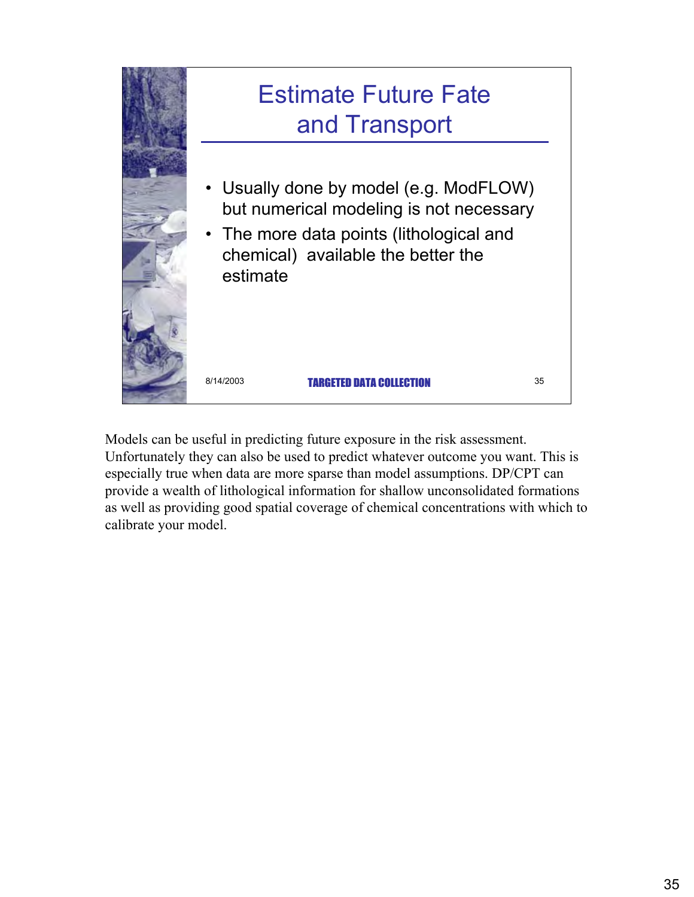# Estimate Future Fate and Transport

- Usually done by model (e.g. ModFLOW) but numerical modeling is not necessary
- The more data points (lithological and chemical) available the better the estimate

8/14/2003 TARGETED DATA COLLECTION 35

Models can be useful in predicting future exposure in the risk assessment. Unfortunately they can also be used to predict whatever outcome you want. This is especially true when data are more sparse than model assumptions. DP/CPT can provide a wealth of lithological information for shallow unconsolidated formations as well as providing good spatial coverage of chemical concentrations with which to calibrate your model.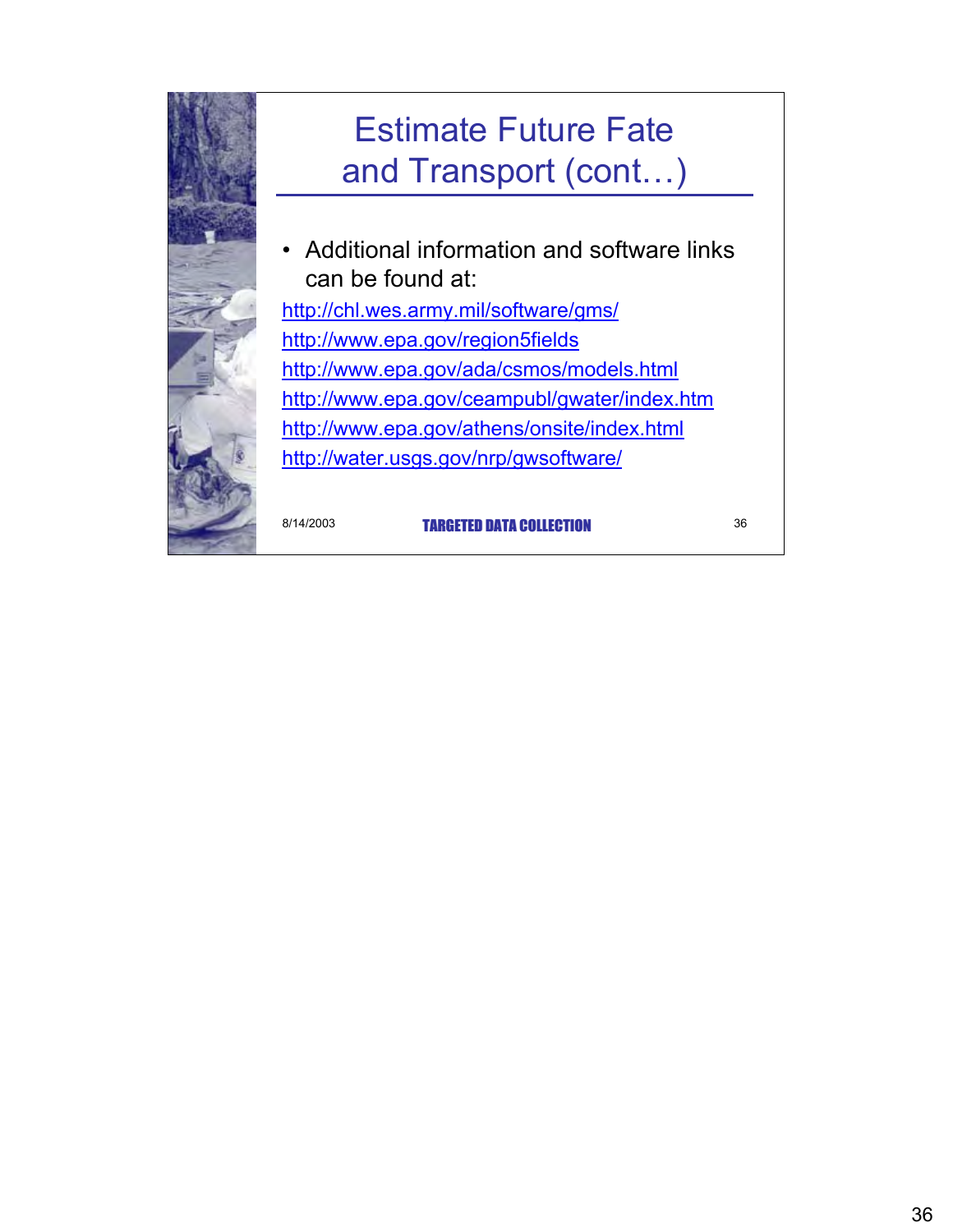# Estimate Future Fate and Transport (cont…)

- Additional information and software links can be found at:

http://chl.wes.army.mil/software/gms/
http://www.epa.gov/region5fields
http://www.epa.gov/ada/csmos/models.html
http://www.epa.gov/ceampubl/gwater/index.htm
http://www.epa.gov/athens/onsite/index.html
http://water.usgs.gov/nrp/gwsoftware/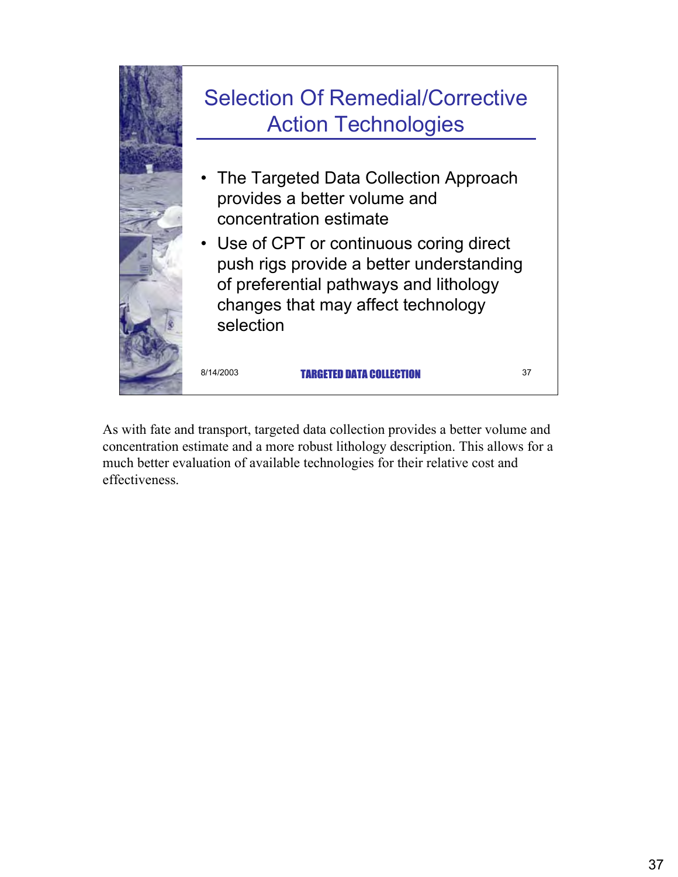## Selection Of Remedial/Corrective Action Technologies

- The Targeted Data Collection Approach provides a better volume and concentration estimate
- Use of CPT or continuous coring direct push rigs provide a better understanding of preferential pathways and lithology changes that may affect technology selection

8/14/2003 — TARGETED DATA COLLECTION — 37

As with fate and transport, targeted data collection provides a better volume and concentration estimate and a more robust lithology description. This allows for a much better evaluation of available technologies for their relative cost and effectiveness.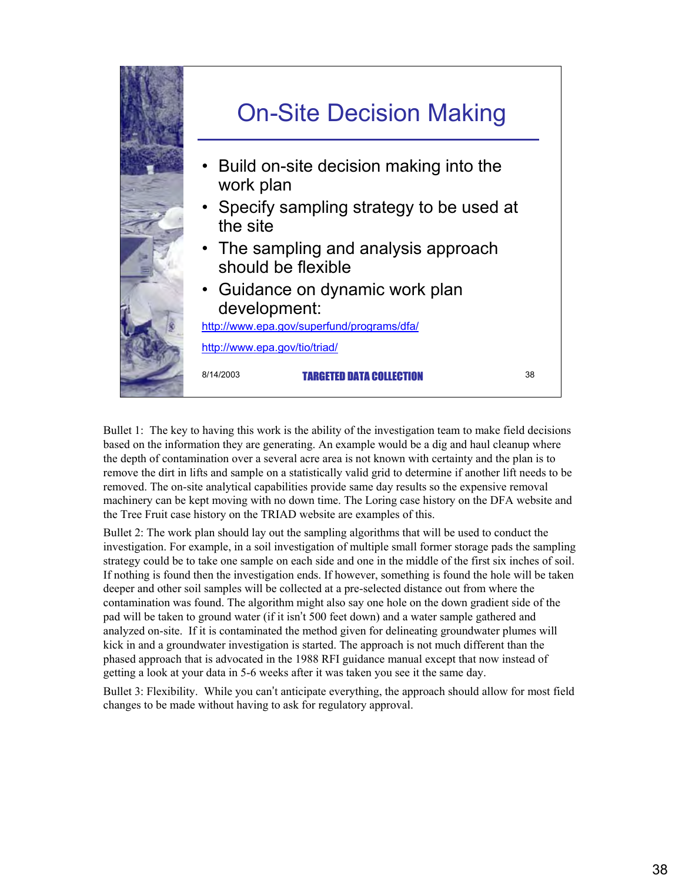# On-Site Decision Making

- Build on-site decision making into the work plan
- Specify sampling strategy to be used at the site
- The sampling and analysis approach should be flexible
- Guidance on dynamic work plan development:

http://www.epa.gov/superfund/programs/dfa/

http://www.epa.gov/tio/triad/

8/14/2003 TARGETED DATA COLLECTION 38

Bullet 1: The key to having this work is the ability of the investigation team to make field decisions based on the information they are generating. An example would be a dig and haul cleanup where the depth of contamination over a several acre area is not known with certainty and the plan is to remove the dirt in lifts and sample on a statistically valid grid to determine if another lift needs to be removed. The on-site analytical capabilities provide same day results so the expensive removal machinery can be kept moving with no down time. The Loring case history on the DFA website and the Tree Fruit case history on the TRIAD website are examples of this.

Bullet 2: The work plan should lay out the sampling algorithms that will be used to conduct the investigation. For example, in a soil investigation of multiple small former storage pads the sampling strategy could be to take one sample on each side and one in the middle of the first six inches of soil. If nothing is found then the investigation ends. If however, something is found the hole will be taken deeper and other soil samples will be collected at a pre-selected distance out from where the contamination was found. The algorithm might also say one hole on the down gradient side of the pad will be taken to ground water (if it isn't 500 feet down) and a water sample gathered and analyzed on-site. If it is contaminated the method given for delineating groundwater plumes will kick in and a groundwater investigation is started. The approach is not much different than the phased approach that is advocated in the 1988 RFI guidance manual except that now instead of getting a look at your data in 5-6 weeks after it was taken you see it the same day.

Bullet 3: Flexibility. While you can't anticipate everything, the approach should allow for most field changes to be made without having to ask for regulatory approval.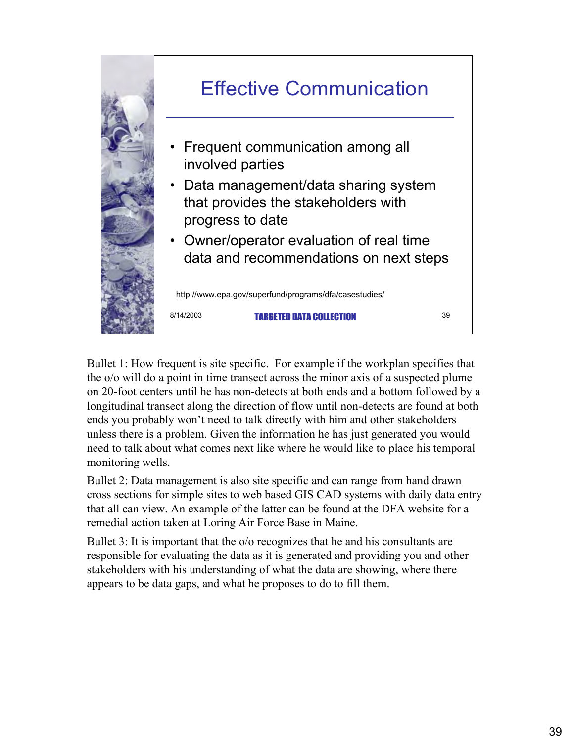## Effective Communication

- Frequent communication among all involved parties
- Data management/data sharing system that provides the stakeholders with progress to date
- Owner/operator evaluation of real time data and recommendations on next steps

http://www.epa.gov/superfund/programs/dfa/casestudies/

8/14/2003 TARGETED DATA COLLECTION 39

Bullet 1: How frequent is site specific. For example if the workplan specifies that the o/o will do a point in time transect across the minor axis of a suspected plume on 20-foot centers until he has non-detects at both ends and a bottom followed by a longitudinal transect along the direction of flow until non-detects are found at both ends you probably won't need to talk directly with him and other stakeholders unless there is a problem. Given the information he has just generated you would need to talk about what comes next like where he would like to place his temporal monitoring wells.

Bullet 2: Data management is also site specific and can range from hand drawn cross sections for simple sites to web based GIS CAD systems with daily data entry that all can view. An example of the latter can be found at the DFA website for a remedial action taken at Loring Air Force Base in Maine.

Bullet 3: It is important that the o/o recognizes that he and his consultants are responsible for evaluating the data as it is generated and providing you and other stakeholders with his understanding of what the data are showing, where there appears to be data gaps, and what he proposes to do to fill them.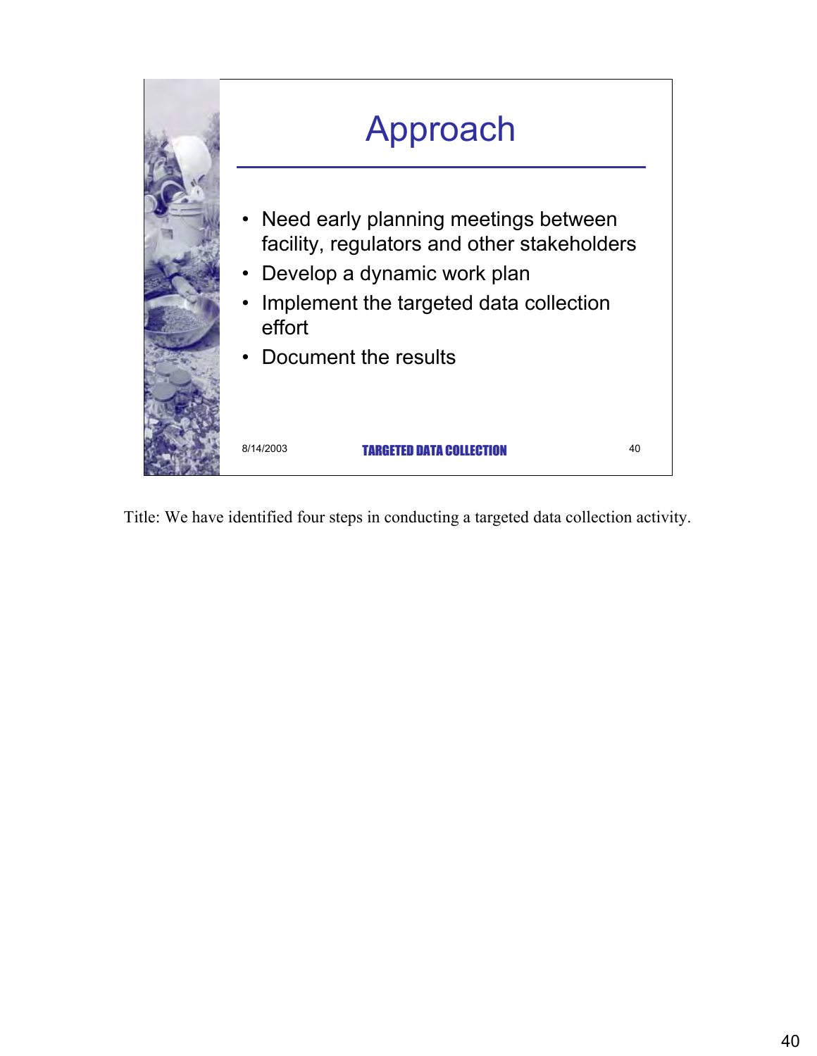# Approach

- Need early planning meetings between facility, regulators and other stakeholders
- Develop a dynamic work plan
- Implement the targeted data collection effort
- Document the results

8/14/2003 **TARGETED DATA COLLECTION** 40

Title: We have identified four steps in conducting a targeted data collection activity.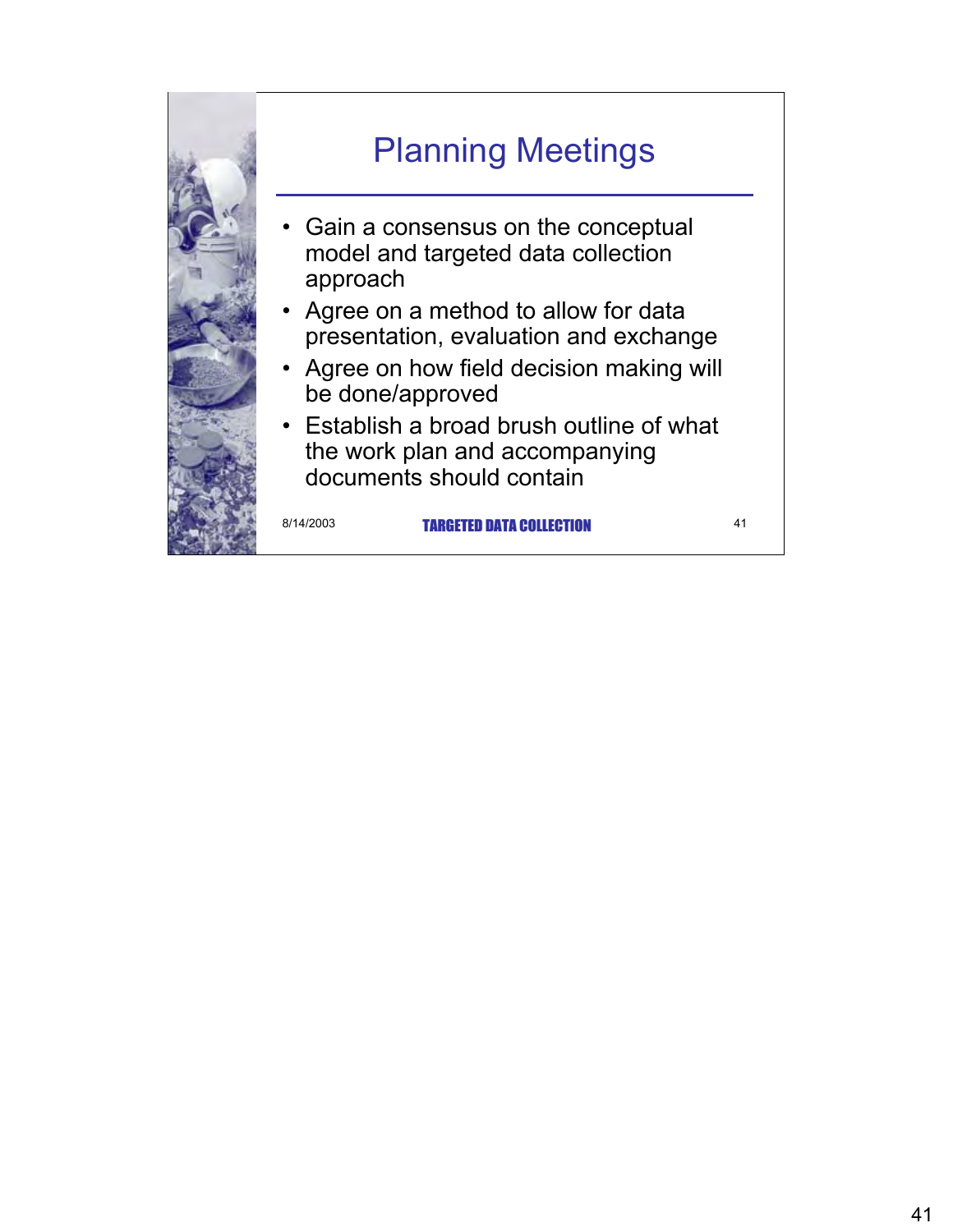# Planning Meetings

- Gain a consensus on the conceptual model and targeted data collection approach
- Agree on a method to allow for data presentation, evaluation and exchange
- Agree on how field decision making will be done/approved
- Establish a broad brush outline of what the work plan and accompanying documents should contain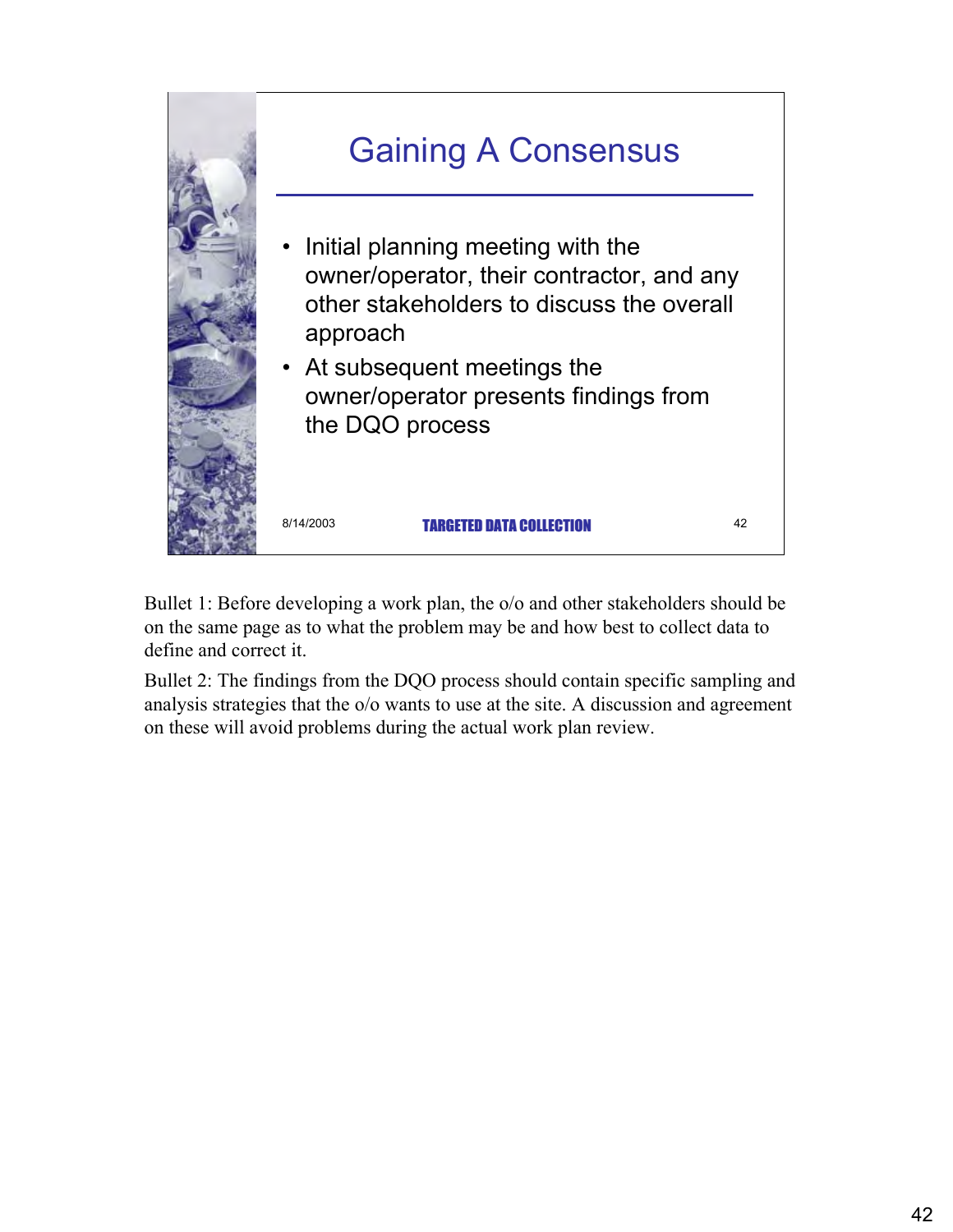# Gaining A Consensus

- Initial planning meeting with the owner/operator, their contractor, and any other stakeholders to discuss the overall approach
- At subsequent meetings the owner/operator presents findings from the DQO process

8/14/2003 TARGETED DATA COLLECTION 42

Bullet 1: Before developing a work plan, the o/o and other stakeholders should be on the same page as to what the problem may be and how best to collect data to define and correct it.

Bullet 2: The findings from the DQO process should contain specific sampling and analysis strategies that the o/o wants to use at the site. A discussion and agreement on these will avoid problems during the actual work plan review.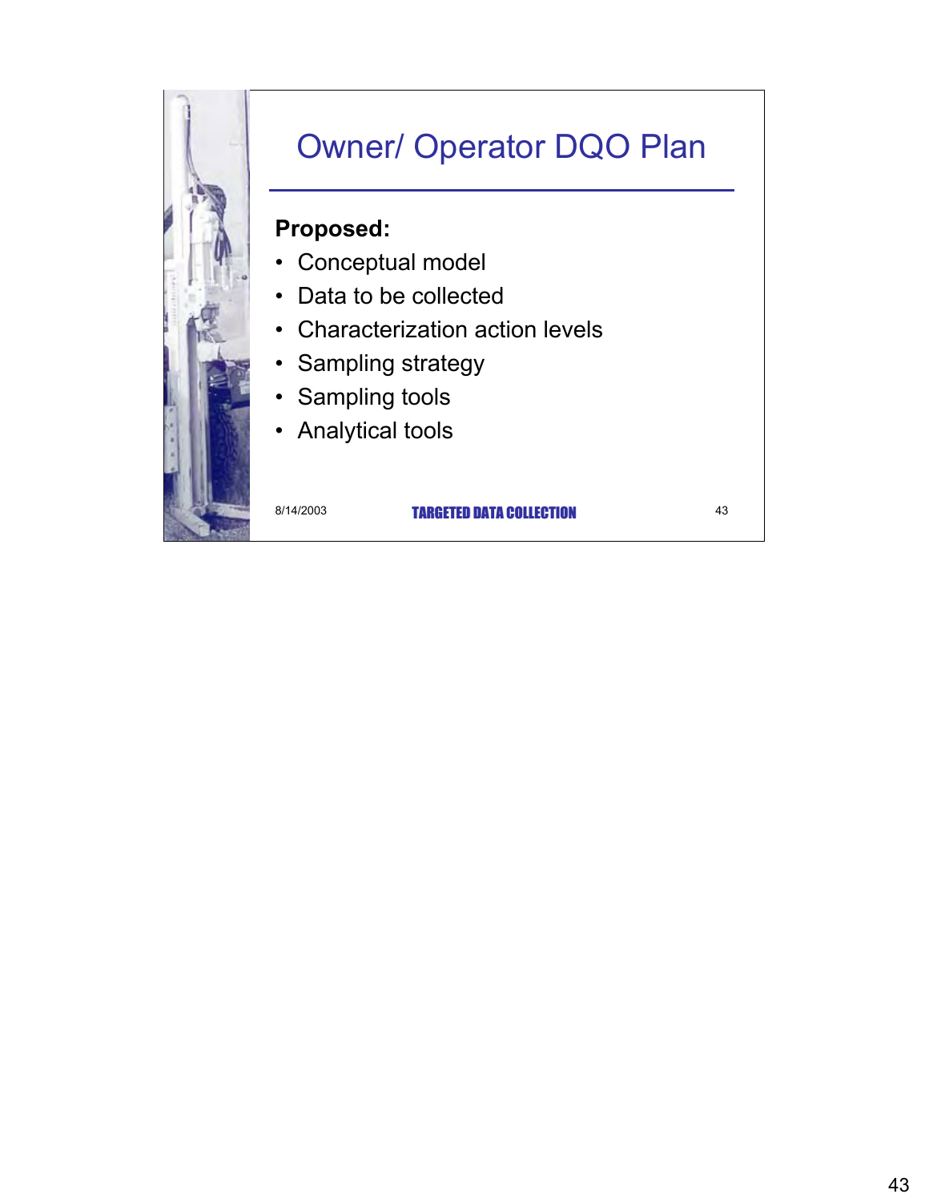# Owner/ Operator DQO Plan

**Proposed:**

- Conceptual model
- Data to be collected
- Characterization action levels
- Sampling strategy
- Sampling tools
- Analytical tools

8/14/2003 TARGETED DATA COLLECTION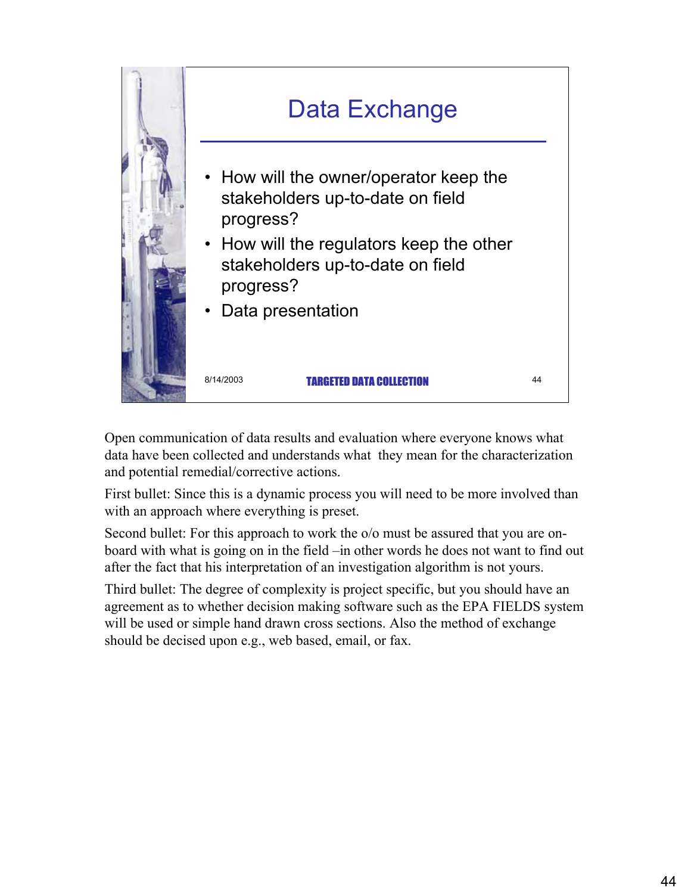## Data Exchange

- How will the owner/operator keep the stakeholders up-to-date on field progress?
- How will the regulators keep the other stakeholders up-to-date on field progress?
- Data presentation

8/14/2003 TARGETED DATA COLLECTION 44

Open communication of data results and evaluation where everyone knows what data have been collected and understands what they mean for the characterization and potential remedial/corrective actions.

First bullet: Since this is a dynamic process you will need to be more involved than with an approach where everything is preset.

Second bullet: For this approach to work the o/o must be assured that you are on-board with what is going on in the field –in other words he does not want to find out after the fact that his interpretation of an investigation algorithm is not yours.

Third bullet: The degree of complexity is project specific, but you should have an agreement as to whether decision making software such as the EPA FIELDS system will be used or simple hand drawn cross sections. Also the method of exchange should be decised upon e.g., web based, email, or fax.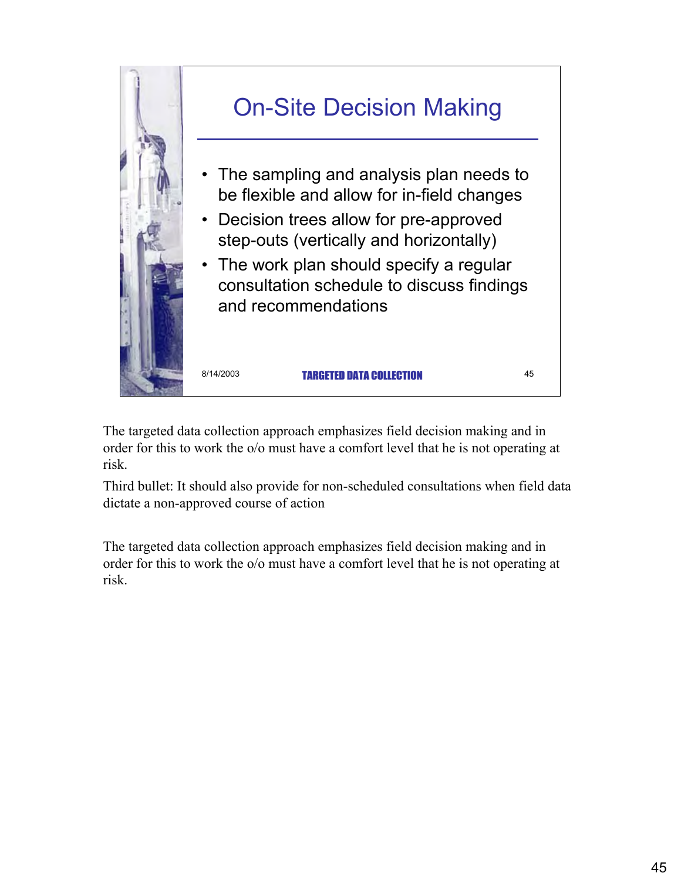## On-Site Decision Making

- The sampling and analysis plan needs to be flexible and allow for in-field changes
- Decision trees allow for pre-approved step-outs (vertically and horizontally)
- The work plan should specify a regular consultation schedule to discuss findings and recommendations

8/14/2003 TARGETED DATA COLLECTION 45

The targeted data collection approach emphasizes field decision making and in order for this to work the o/o must have a comfort level that he is not operating at risk.

Third bullet: It should also provide for non-scheduled consultations when field data dictate a non-approved course of action

The targeted data collection approach emphasizes field decision making and in order for this to work the o/o must have a comfort level that he is not operating at risk.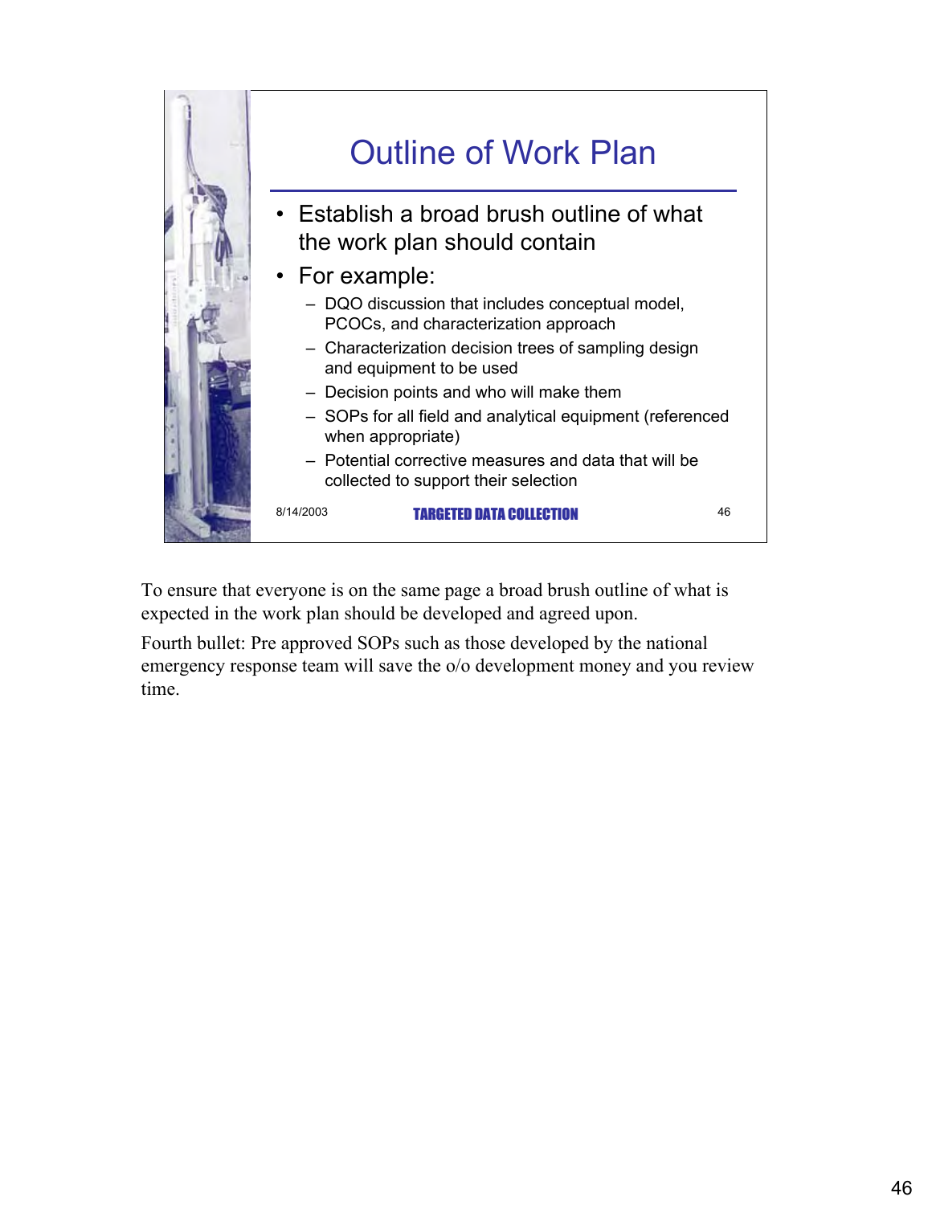## Outline of Work Plan

- Establish a broad brush outline of what the work plan should contain
- For example:
  - DQO discussion that includes conceptual model, PCOCs, and characterization approach
  - Characterization decision trees of sampling design and equipment to be used
  - Decision points and who will make them
  - SOPs for all field and analytical equipment (referenced when appropriate)
  - Potential corrective measures and data that will be collected to support their selection

8/14/2003 TARGETED DATA COLLECTION 46

To ensure that everyone is on the same page a broad brush outline of what is expected in the work plan should be developed and agreed upon.

Fourth bullet: Pre approved SOPs such as those developed by the national emergency response team will save the o/o development money and you review time.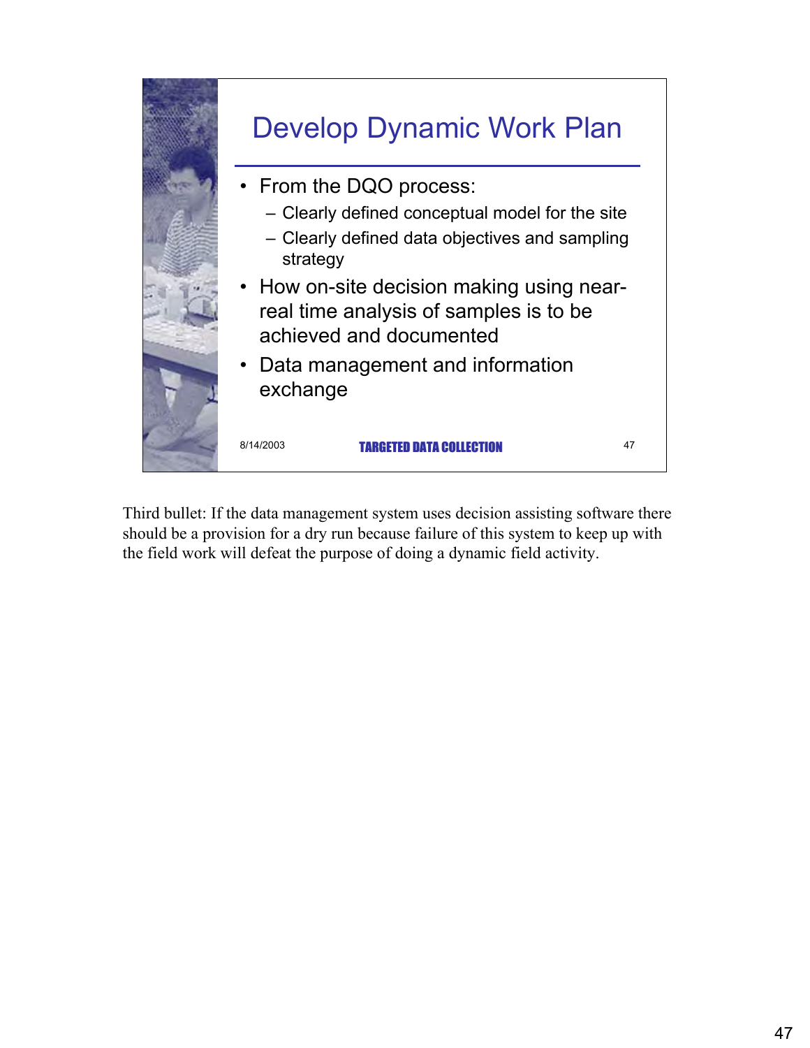# Develop Dynamic Work Plan

- From the DQO process:
  - Clearly defined conceptual model for the site
  - Clearly defined data objectives and sampling strategy
- How on-site decision making using near-real time analysis of samples is to be achieved and documented
- Data management and information exchange

Third bullet: If the data management system uses decision assisting software there should be a provision for a dry run because failure of this system to keep up with the field work will defeat the purpose of doing a dynamic field activity.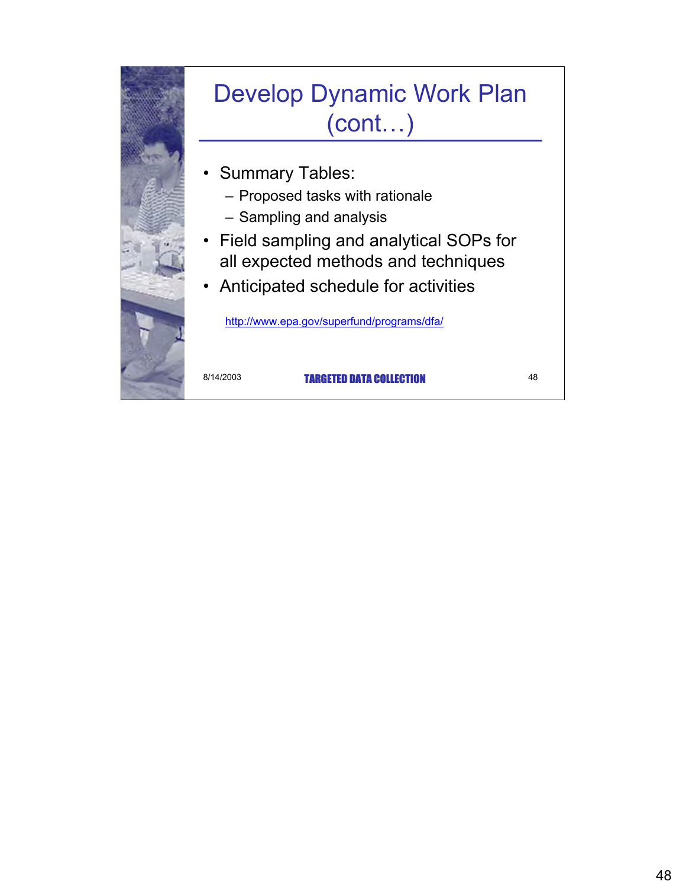# Develop Dynamic Work Plan (cont…)

- Summary Tables:
  - Proposed tasks with rationale
  - Sampling and analysis
- Field sampling and analytical SOPs for all expected methods and techniques
- Anticipated schedule for activities

http://www.epa.gov/superfund/programs/dfa/

8/14/2003 TARGETED DATA COLLECTION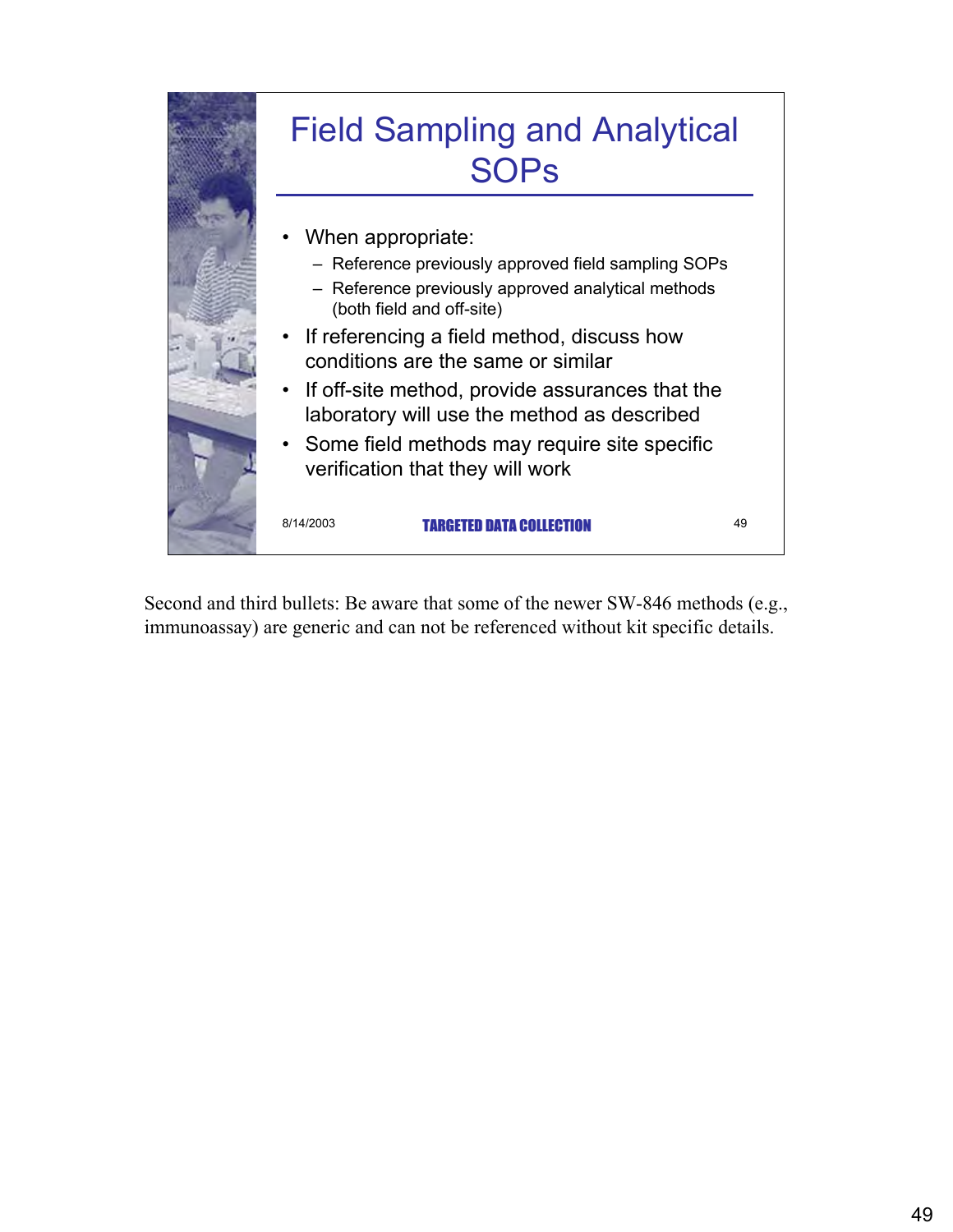# Field Sampling and Analytical SOPs

- When appropriate:
  - Reference previously approved field sampling SOPs
  - Reference previously approved analytical methods (both field and off-site)
- If referencing a field method, discuss how conditions are the same or similar
- If off-site method, provide assurances that the laboratory will use the method as described
- Some field methods may require site specific verification that they will work

8/14/2003 TARGETED DATA COLLECTION 49

Second and third bullets: Be aware that some of the newer SW-846 methods (e.g., immunoassay) are generic and can not be referenced without kit specific details.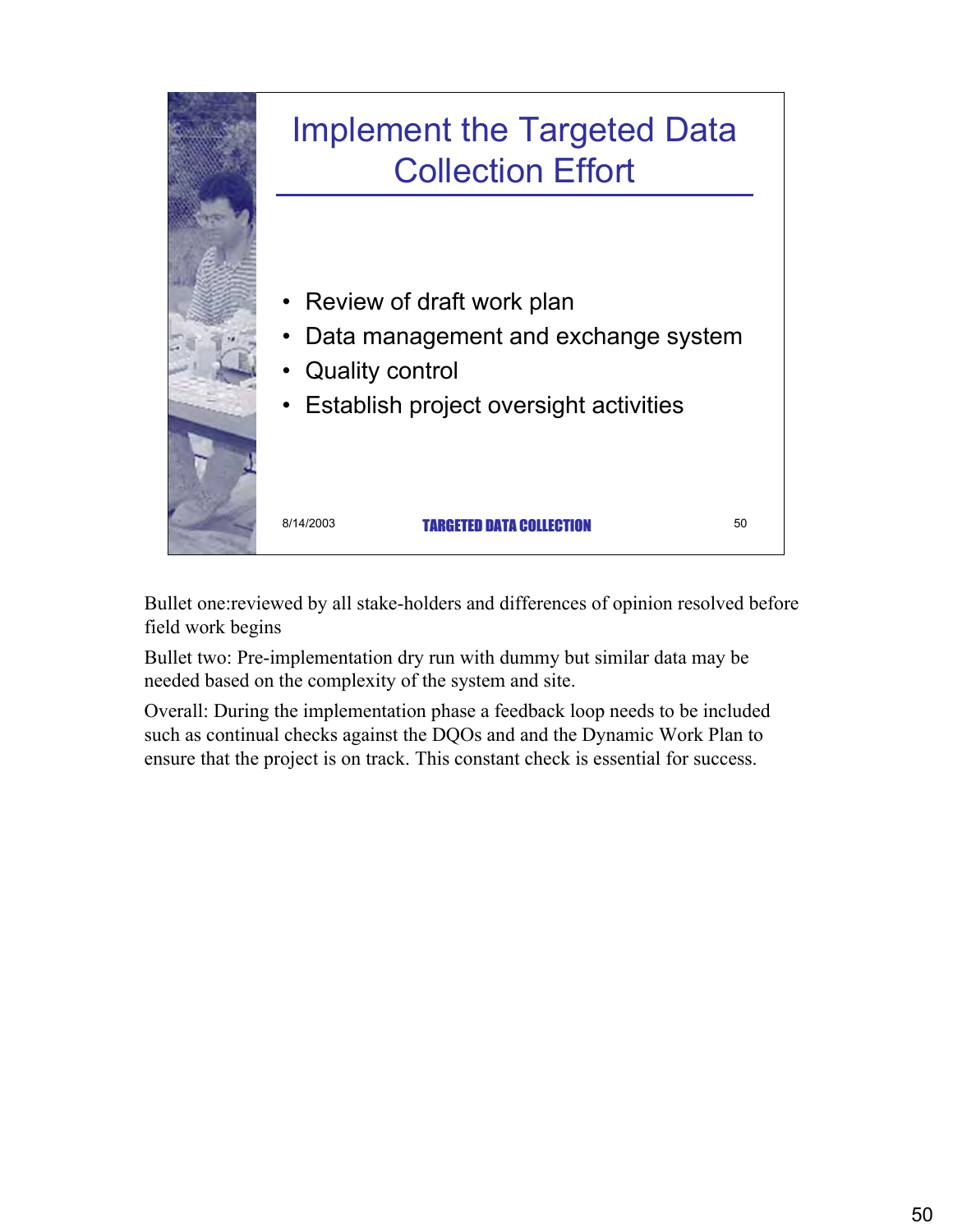# Implement the Targeted Data Collection Effort

- Review of draft work plan
- Data management and exchange system
- Quality control
- Establish project oversight activities

8/14/2003 TARGETED DATA COLLECTION 50

Bullet one:reviewed by all stake-holders and differences of opinion resolved before field work begins

Bullet two: Pre-implementation dry run with dummy but similar data may be needed based on the complexity of the system and site.

Overall: During the implementation phase a feedback loop needs to be included such as continual checks against the DQOs and and the Dynamic Work Plan to ensure that the project is on track. This constant check is essential for success.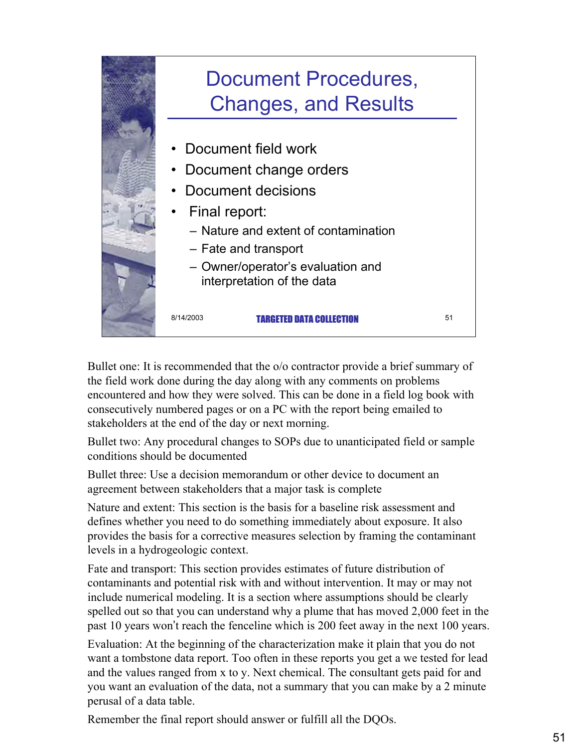# Document Procedures, Changes, and Results

- Document field work
- Document change orders
- Document decisions
- Final report:
  - Nature and extent of contamination
  - Fate and transport
  - Owner/operator's evaluation and interpretation of the data

8/14/2003 TARGETED DATA COLLECTION 51

Bullet one: It is recommended that the o/o contractor provide a brief summary of the field work done during the day along with any comments on problems encountered and how they were solved. This can be done in a field log book with consecutively numbered pages or on a PC with the report being emailed to stakeholders at the end of the day or next morning.

Bullet two: Any procedural changes to SOPs due to unanticipated field or sample conditions should be documented

Bullet three: Use a decision memorandum or other device to document an agreement between stakeholders that a major task is complete

Nature and extent: This section is the basis for a baseline risk assessment and defines whether you need to do something immediately about exposure. It also provides the basis for a corrective measures selection by framing the contaminant levels in a hydrogeologic context.

Fate and transport: This section provides estimates of future distribution of contaminants and potential risk with and without intervention. It may or may not include numerical modeling. It is a section where assumptions should be clearly spelled out so that you can understand why a plume that has moved 2,000 feet in the past 10 years won't reach the fenceline which is 200 feet away in the next 100 years.

Evaluation: At the beginning of the characterization make it plain that you do not want a tombstone data report. Too often in these reports you get a we tested for lead and the values ranged from x to y. Next chemical. The consultant gets paid for and you want an evaluation of the data, not a summary that you can make by a 2 minute perusal of a data table.

Remember the final report should answer or fulfill all the DQOs.